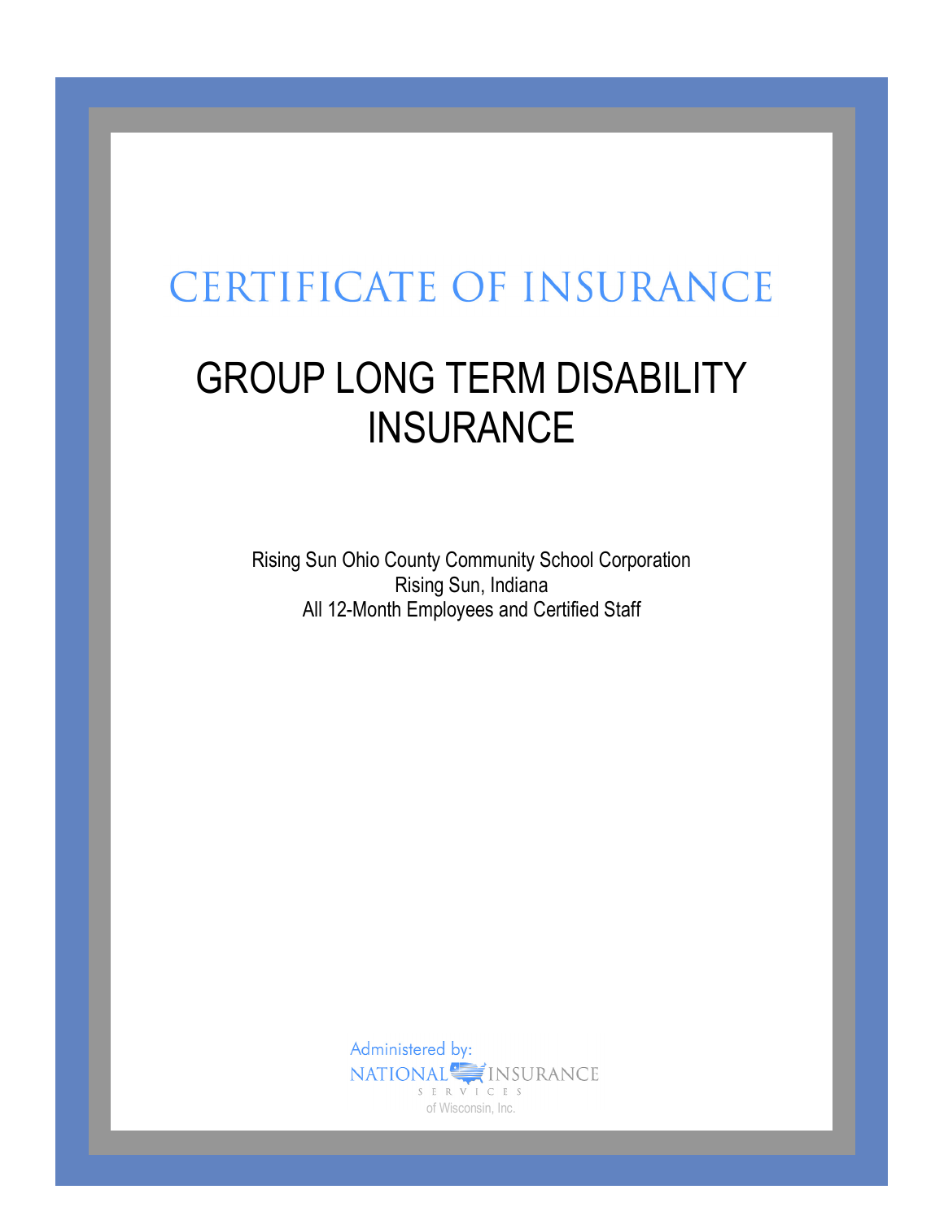# CERTIFICATE OF INSURANCE

## GROUP LONG TERM DISABILITY INSURANCE

Rising Sun Ohio County Community School Corporation
Rising Sun, Indiana
All 12-Month Employees and Certified Staff

Administered by:
NATIONAL INSURANCE SERVICES
of Wisconsin, Inc.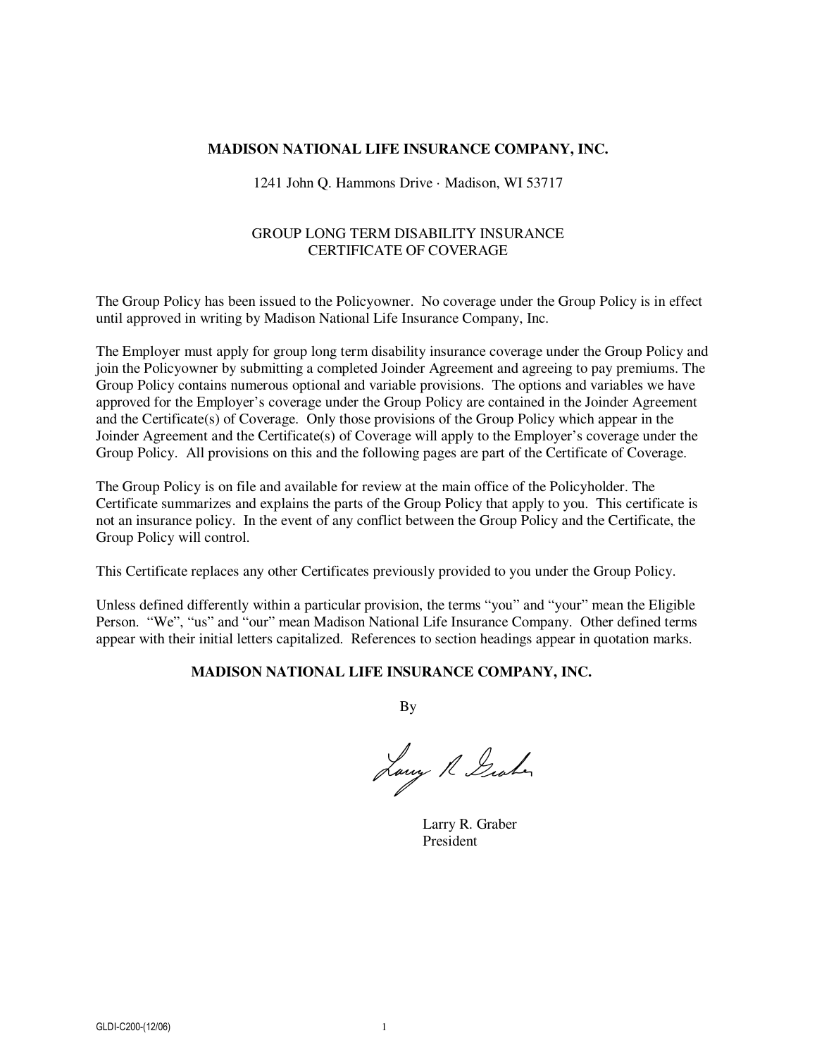**MADISON NATIONAL LIFE INSURANCE COMPANY, INC.**

1241 John Q. Hammons Drive · Madison, WI 53717

GROUP LONG TERM DISABILITY INSURANCE
CERTIFICATE OF COVERAGE

The Group Policy has been issued to the Policyowner. No coverage under the Group Policy is in effect until approved in writing by Madison National Life Insurance Company, Inc.

The Employer must apply for group long term disability insurance coverage under the Group Policy and join the Policyowner by submitting a completed Joinder Agreement and agreeing to pay premiums. The Group Policy contains numerous optional and variable provisions. The options and variables we have approved for the Employer's coverage under the Group Policy are contained in the Joinder Agreement and the Certificate(s) of Coverage. Only those provisions of the Group Policy which appear in the Joinder Agreement and the Certificate(s) of Coverage will apply to the Employer's coverage under the Group Policy. All provisions on this and the following pages are part of the Certificate of Coverage.

The Group Policy is on file and available for review at the main office of the Policyholder. The Certificate summarizes and explains the parts of the Group Policy that apply to you. This certificate is not an insurance policy. In the event of any conflict between the Group Policy and the Certificate, the Group Policy will control.

This Certificate replaces any other Certificates previously provided to you under the Group Policy.

Unless defined differently within a particular provision, the terms "you" and "your" mean the Eligible Person. "We", "us" and "our" mean Madison National Life Insurance Company. Other defined terms appear with their initial letters capitalized. References to section headings appear in quotation marks.

**MADISON NATIONAL LIFE INSURANCE COMPANY, INC.**

By

Larry R. Graber

Larry R. Graber
President

GLDI-C200-(12/06)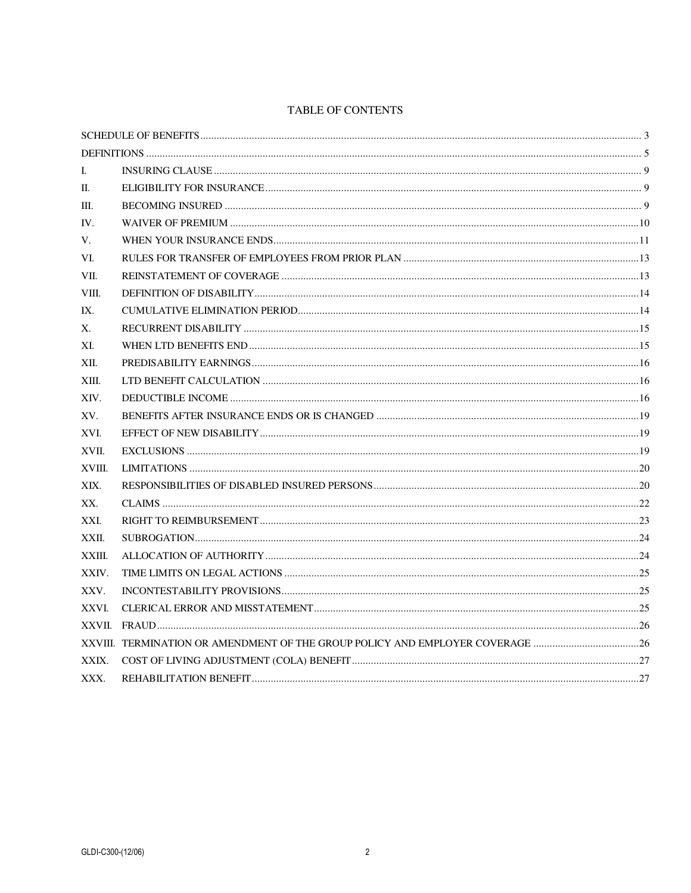# TABLE OF CONTENTS

| | | |
|---|---|---|
| SCHEDULE OF BENEFITS | | 3 |
| DEFINITIONS | | 5 |
| I. | INSURING CLAUSE | 9 |
| II. | ELIGIBILITY FOR INSURANCE | 9 |
| III. | BECOMING INSURED | 9 |
| IV. | WAIVER OF PREMIUM | 10 |
| V. | WHEN YOUR INSURANCE ENDS | 11 |
| VI. | RULES FOR TRANSFER OF EMPLOYEES FROM PRIOR PLAN | 13 |
| VII. | REINSTATEMENT OF COVERAGE | 13 |
| VIII. | DEFINITION OF DISABILITY | 14 |
| IX. | CUMULATIVE ELIMINATION PERIOD | 14 |
| X. | RECURRENT DISABILITY | 15 |
| XI. | WHEN LTD BENEFITS END | 15 |
| XII. | PREDISABILITY EARNINGS | 16 |
| XIII. | LTD BENEFIT CALCULATION | 16 |
| XIV. | DEDUCTIBLE INCOME | 16 |
| XV. | BENEFITS AFTER INSURANCE ENDS OR IS CHANGED | 19 |
| XVI. | EFFECT OF NEW DISABILITY | 19 |
| XVII. | EXCLUSIONS | 19 |
| XVIII. | LIMITATIONS | 20 |
| XIX. | RESPONSIBILITIES OF DISABLED INSURED PERSONS | 20 |
| XX. | CLAIMS | 22 |
| XXI. | RIGHT TO REIMBURSEMENT | 23 |
| XXII. | SUBROGATION | 24 |
| XXIII. | ALLOCATION OF AUTHORITY | 24 |
| XXIV. | TIME LIMITS ON LEGAL ACTIONS | 25 |
| XXV. | INCONTESTABILITY PROVISIONS | 25 |
| XXVI. | CLERICAL ERROR AND MISSTATEMENT | 25 |
| XXVII. | FRAUD | 26 |
| XXVIII. | TERMINATION OR AMENDMENT OF THE GROUP POLICY AND EMPLOYER COVERAGE | 26 |
| XXIX. | COST OF LIVING ADJUSTMENT (COLA) BENEFIT | 27 |
| XXX. | REHABILITATION BENEFIT | 27 |

GLDI-C300-(12/06)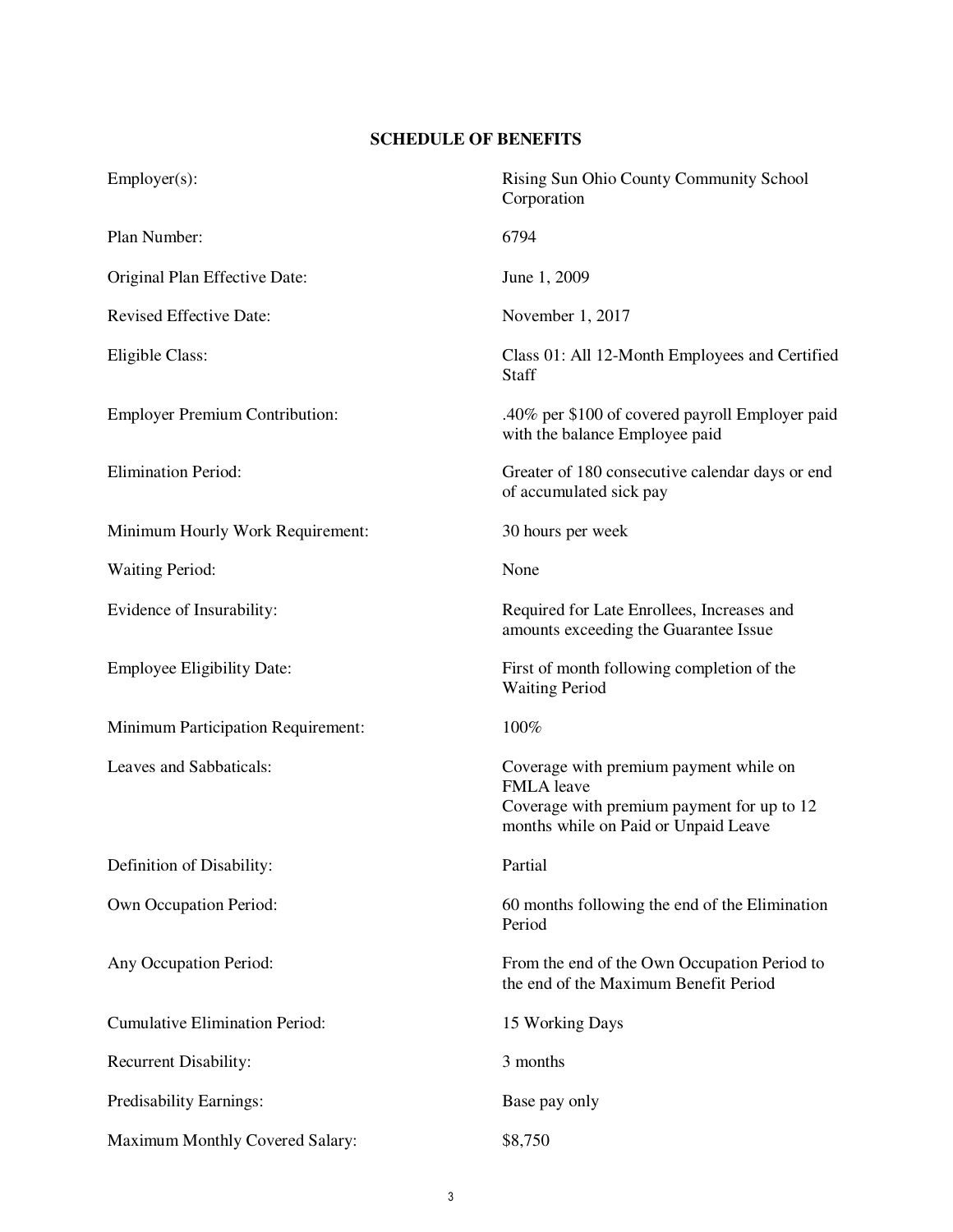## SCHEDULE OF BENEFITS

| | |
|---|---|
| Employer(s): | Rising Sun Ohio County Community School Corporation |
| Plan Number: | 6794 |
| Original Plan Effective Date: | June 1, 2009 |
| Revised Effective Date: | November 1, 2017 |
| Eligible Class: | Class 01: All 12-Month Employees and Certified Staff |
| Employer Premium Contribution: | .40% per $100 of covered payroll Employer paid with the balance Employee paid |
| Elimination Period: | Greater of 180 consecutive calendar days or end of accumulated sick pay |
| Minimum Hourly Work Requirement: | 30 hours per week |
| Waiting Period: | None |
| Evidence of Insurability: | Required for Late Enrollees, Increases and amounts exceeding the Guarantee Issue |
| Employee Eligibility Date: | First of month following completion of the Waiting Period |
| Minimum Participation Requirement: | 100% |
| Leaves and Sabbaticals: | Coverage with premium payment while on FMLA leave<br>Coverage with premium payment for up to 12 months while on Paid or Unpaid Leave |
| Definition of Disability: | Partial |
| Own Occupation Period: | 60 months following the end of the Elimination Period |
| Any Occupation Period: | From the end of the Own Occupation Period to the end of the Maximum Benefit Period |
| Cumulative Elimination Period: | 15 Working Days |
| Recurrent Disability: | 3 months |
| Predisability Earnings: | Base pay only |
| Maximum Monthly Covered Salary: | $8,750 |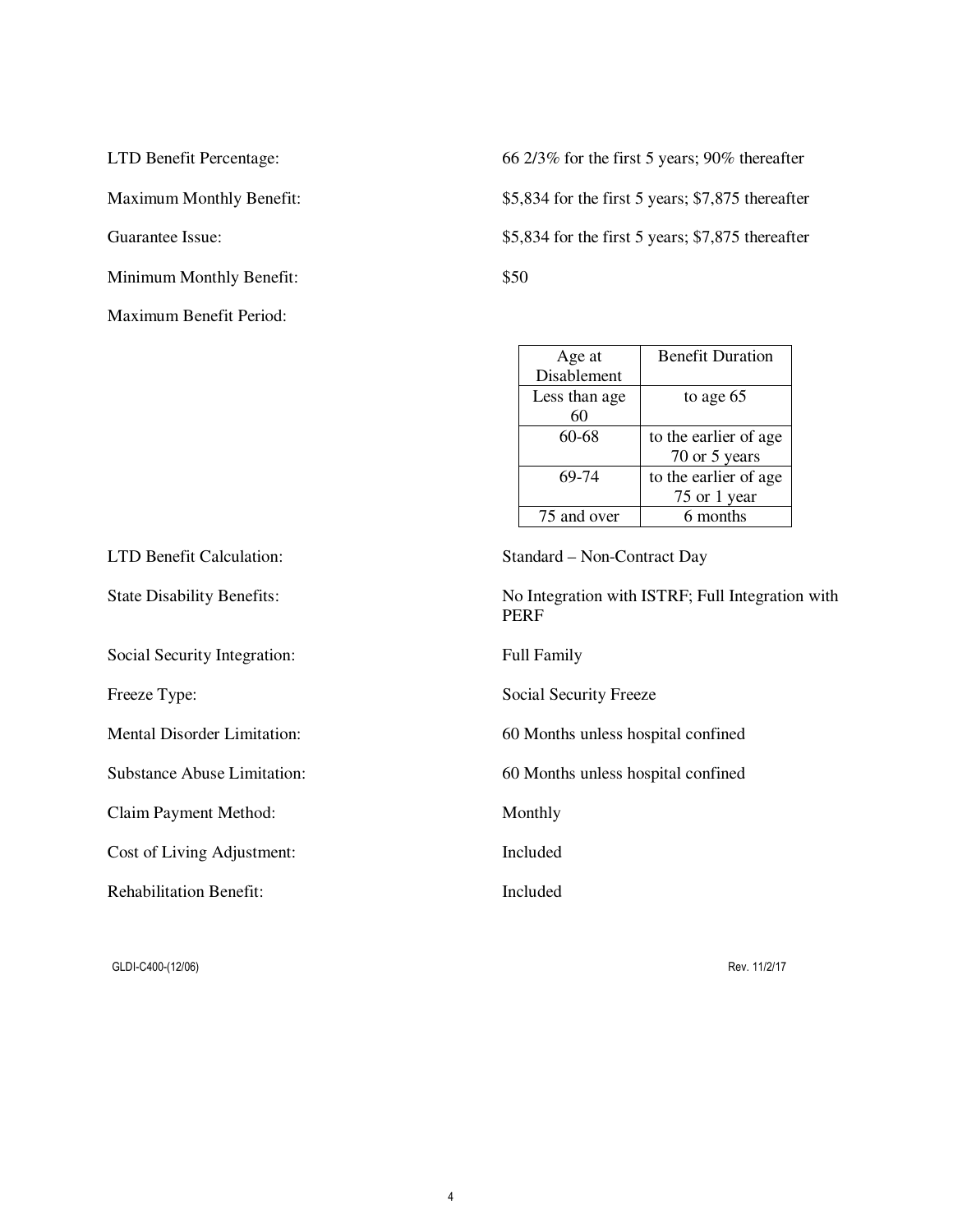LTD Benefit Percentage: 66 2/3% for the first 5 years; 90% thereafter

Maximum Monthly Benefit: $5,834 for the first 5 years; $7,875 thereafter

Guarantee Issue: $5,834 for the first 5 years; $7,875 thereafter

Minimum Monthly Benefit: $50

Maximum Benefit Period:

| Age at Disablement | Benefit Duration |
|---|---|
| Less than age 60 | to age 65 |
| 60-68 | to the earlier of age 70 or 5 years |
| 69-74 | to the earlier of age 75 or 1 year |
| 75 and over | 6 months |

LTD Benefit Calculation: Standard – Non-Contract Day

State Disability Benefits: No Integration with ISTRF; Full Integration with PERF

Social Security Integration: Full Family

Freeze Type: Social Security Freeze

Mental Disorder Limitation: 60 Months unless hospital confined

Substance Abuse Limitation: 60 Months unless hospital confined

Claim Payment Method: Monthly

Cost of Living Adjustment: Included

Rehabilitation Benefit: Included

GLDI-C400-(12/06) Rev. 11/2/17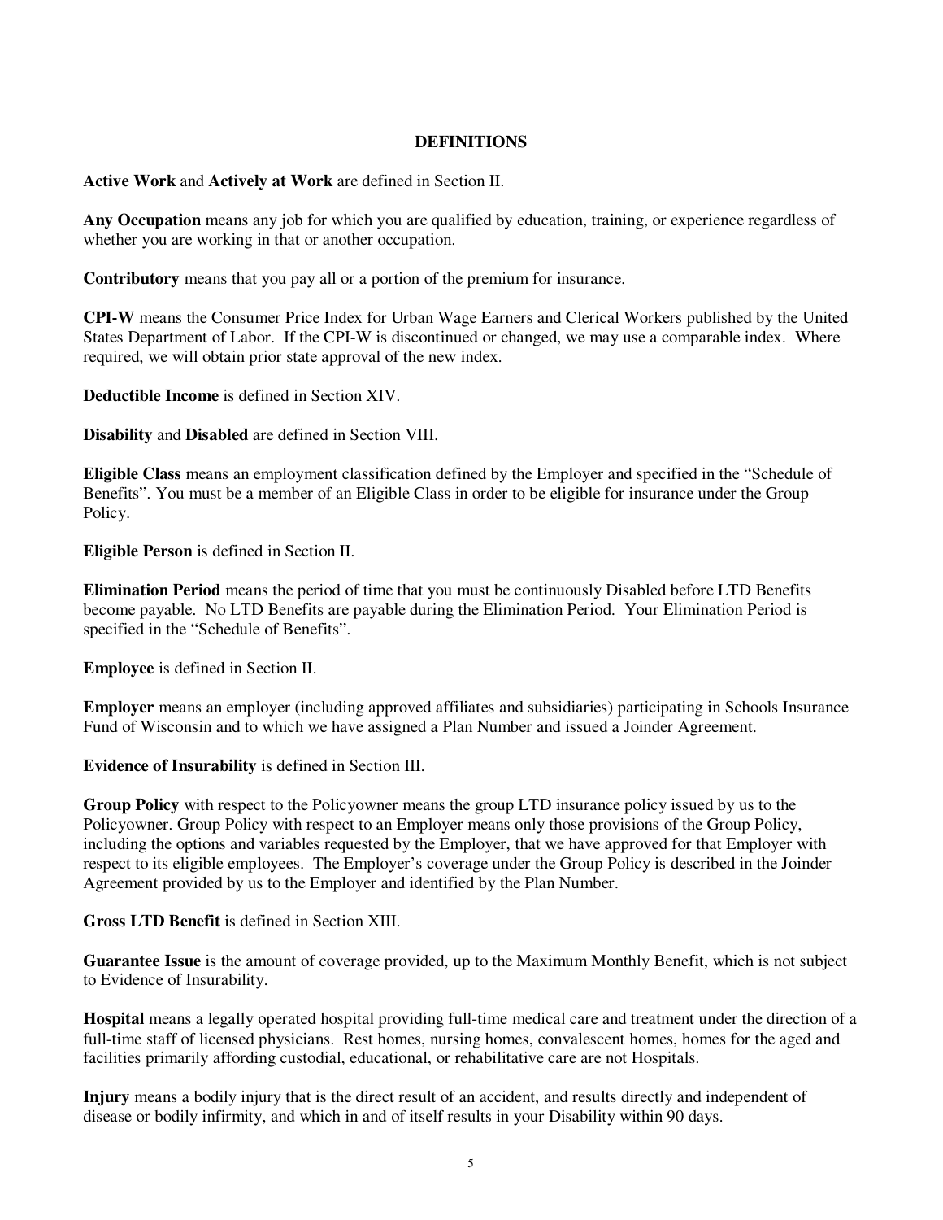## DEFINITIONS

**Active Work** and **Actively at Work** are defined in Section II.

**Any Occupation** means any job for which you are qualified by education, training, or experience regardless of whether you are working in that or another occupation.

**Contributory** means that you pay all or a portion of the premium for insurance.

**CPI-W** means the Consumer Price Index for Urban Wage Earners and Clerical Workers published by the United States Department of Labor. If the CPI-W is discontinued or changed, we may use a comparable index. Where required, we will obtain prior state approval of the new index.

**Deductible Income** is defined in Section XIV.

**Disability** and **Disabled** are defined in Section VIII.

**Eligible Class** means an employment classification defined by the Employer and specified in the "Schedule of Benefits". You must be a member of an Eligible Class in order to be eligible for insurance under the Group Policy.

**Eligible Person** is defined in Section II.

**Elimination Period** means the period of time that you must be continuously Disabled before LTD Benefits become payable. No LTD Benefits are payable during the Elimination Period. Your Elimination Period is specified in the "Schedule of Benefits".

**Employee** is defined in Section II.

**Employer** means an employer (including approved affiliates and subsidiaries) participating in Schools Insurance Fund of Wisconsin and to which we have assigned a Plan Number and issued a Joinder Agreement.

**Evidence of Insurability** is defined in Section III.

**Group Policy** with respect to the Policyowner means the group LTD insurance policy issued by us to the Policyowner. Group Policy with respect to an Employer means only those provisions of the Group Policy, including the options and variables requested by the Employer, that we have approved for that Employer with respect to its eligible employees. The Employer's coverage under the Group Policy is described in the Joinder Agreement provided by us to the Employer and identified by the Plan Number.

**Gross LTD Benefit** is defined in Section XIII.

**Guarantee Issue** is the amount of coverage provided, up to the Maximum Monthly Benefit, which is not subject to Evidence of Insurability.

**Hospital** means a legally operated hospital providing full-time medical care and treatment under the direction of a full-time staff of licensed physicians. Rest homes, nursing homes, convalescent homes, homes for the aged and facilities primarily affording custodial, educational, or rehabilitative care are not Hospitals.

**Injury** means a bodily injury that is the direct result of an accident, and results directly and independent of disease or bodily infirmity, and which in and of itself results in your Disability within 90 days.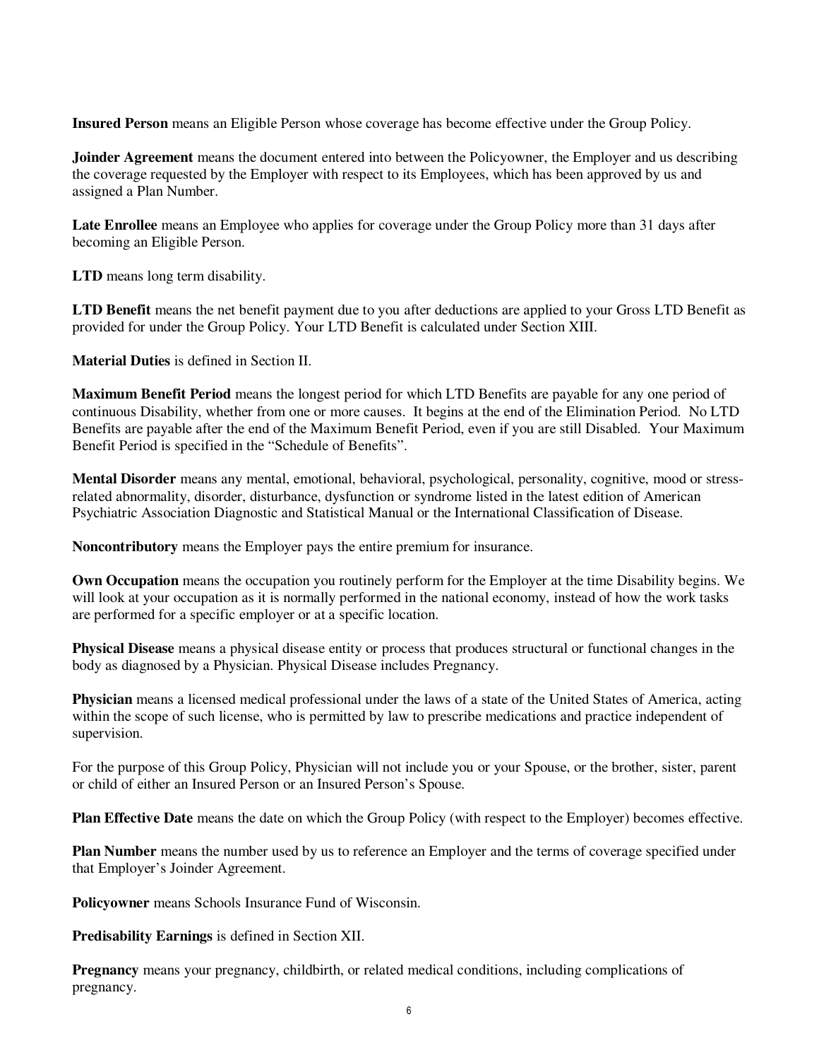**Insured Person** means an Eligible Person whose coverage has become effective under the Group Policy.

**Joinder Agreement** means the document entered into between the Policyowner, the Employer and us describing the coverage requested by the Employer with respect to its Employees, which has been approved by us and assigned a Plan Number.

**Late Enrollee** means an Employee who applies for coverage under the Group Policy more than 31 days after becoming an Eligible Person.

**LTD** means long term disability.

**LTD Benefit** means the net benefit payment due to you after deductions are applied to your Gross LTD Benefit as provided for under the Group Policy. Your LTD Benefit is calculated under Section XIII.

**Material Duties** is defined in Section II.

**Maximum Benefit Period** means the longest period for which LTD Benefits are payable for any one period of continuous Disability, whether from one or more causes. It begins at the end of the Elimination Period. No LTD Benefits are payable after the end of the Maximum Benefit Period, even if you are still Disabled. Your Maximum Benefit Period is specified in the "Schedule of Benefits".

**Mental Disorder** means any mental, emotional, behavioral, psychological, personality, cognitive, mood or stress-related abnormality, disorder, disturbance, dysfunction or syndrome listed in the latest edition of American Psychiatric Association Diagnostic and Statistical Manual or the International Classification of Disease.

**Noncontributory** means the Employer pays the entire premium for insurance.

**Own Occupation** means the occupation you routinely perform for the Employer at the time Disability begins. We will look at your occupation as it is normally performed in the national economy, instead of how the work tasks are performed for a specific employer or at a specific location.

**Physical Disease** means a physical disease entity or process that produces structural or functional changes in the body as diagnosed by a Physician. Physical Disease includes Pregnancy.

**Physician** means a licensed medical professional under the laws of a state of the United States of America, acting within the scope of such license, who is permitted by law to prescribe medications and practice independent of supervision.

For the purpose of this Group Policy, Physician will not include you or your Spouse, or the brother, sister, parent or child of either an Insured Person or an Insured Person's Spouse.

**Plan Effective Date** means the date on which the Group Policy (with respect to the Employer) becomes effective.

**Plan Number** means the number used by us to reference an Employer and the terms of coverage specified under that Employer's Joinder Agreement.

**Policyowner** means Schools Insurance Fund of Wisconsin.

**Predisability Earnings** is defined in Section XII.

**Pregnancy** means your pregnancy, childbirth, or related medical conditions, including complications of pregnancy.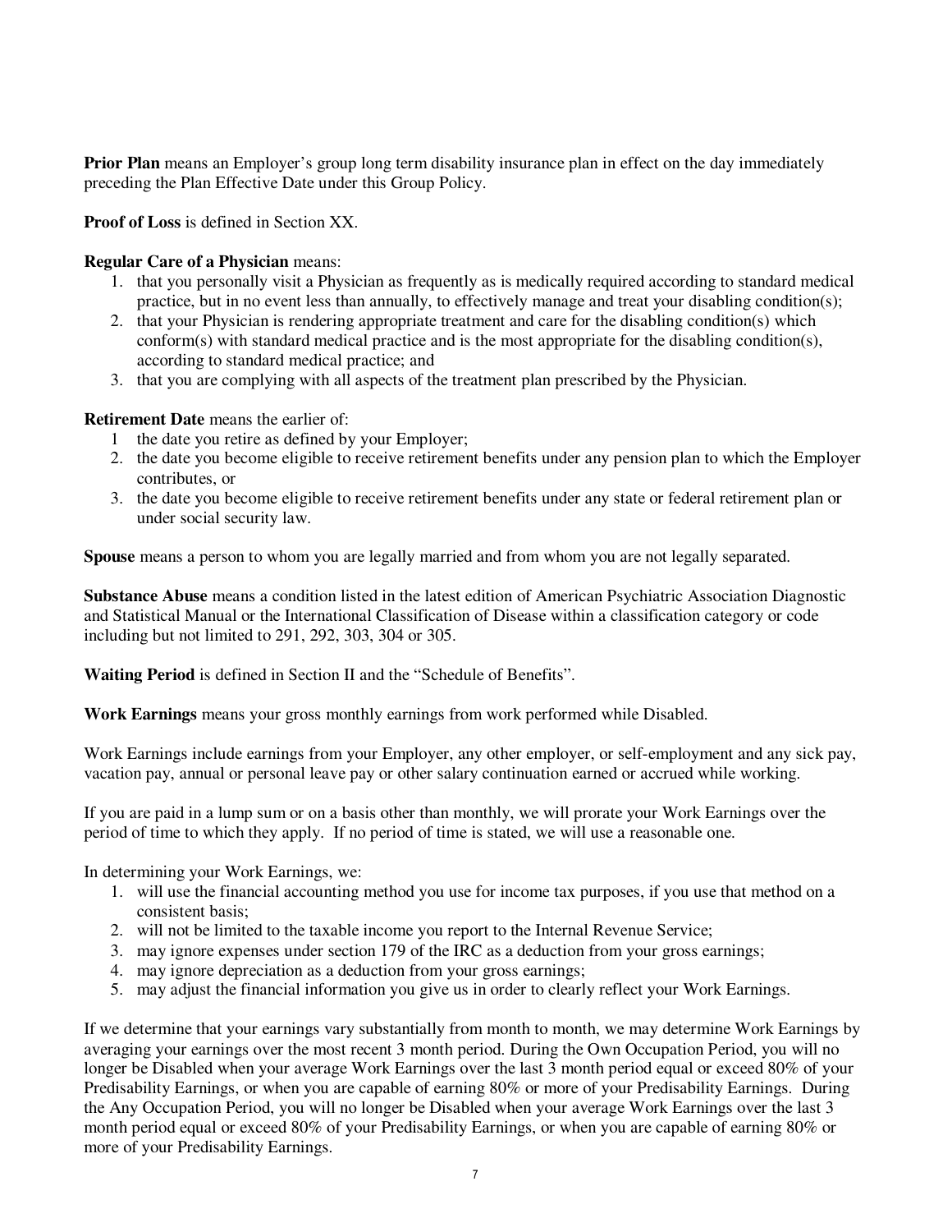**Prior Plan** means an Employer's group long term disability insurance plan in effect on the day immediately preceding the Plan Effective Date under this Group Policy.

**Proof of Loss** is defined in Section XX.

**Regular Care of a Physician** means:

1. that you personally visit a Physician as frequently as is medically required according to standard medical practice, but in no event less than annually, to effectively manage and treat your disabling condition(s);
2. that your Physician is rendering appropriate treatment and care for the disabling condition(s) which conform(s) with standard medical practice and is the most appropriate for the disabling condition(s), according to standard medical practice; and
3. that you are complying with all aspects of the treatment plan prescribed by the Physician.

**Retirement Date** means the earlier of:

1 the date you retire as defined by your Employer;
2. the date you become eligible to receive retirement benefits under any pension plan to which the Employer contributes, or
3. the date you become eligible to receive retirement benefits under any state or federal retirement plan or under social security law.

**Spouse** means a person to whom you are legally married and from whom you are not legally separated.

**Substance Abuse** means a condition listed in the latest edition of American Psychiatric Association Diagnostic and Statistical Manual or the International Classification of Disease within a classification category or code including but not limited to 291, 292, 303, 304 or 305.

**Waiting Period** is defined in Section II and the "Schedule of Benefits".

**Work Earnings** means your gross monthly earnings from work performed while Disabled.

Work Earnings include earnings from your Employer, any other employer, or self-employment and any sick pay, vacation pay, annual or personal leave pay or other salary continuation earned or accrued while working.

If you are paid in a lump sum or on a basis other than monthly, we will prorate your Work Earnings over the period of time to which they apply. If no period of time is stated, we will use a reasonable one.

In determining your Work Earnings, we:

1. will use the financial accounting method you use for income tax purposes, if you use that method on a consistent basis;
2. will not be limited to the taxable income you report to the Internal Revenue Service;
3. may ignore expenses under section 179 of the IRC as a deduction from your gross earnings;
4. may ignore depreciation as a deduction from your gross earnings;
5. may adjust the financial information you give us in order to clearly reflect your Work Earnings.

If we determine that your earnings vary substantially from month to month, we may determine Work Earnings by averaging your earnings over the most recent 3 month period. During the Own Occupation Period, you will no longer be Disabled when your average Work Earnings over the last 3 month period equal or exceed 80% of your Predisability Earnings, or when you are capable of earning 80% or more of your Predisability Earnings. During the Any Occupation Period, you will no longer be Disabled when your average Work Earnings over the last 3 month period equal or exceed 80% of your Predisability Earnings, or when you are capable of earning 80% or more of your Predisability Earnings.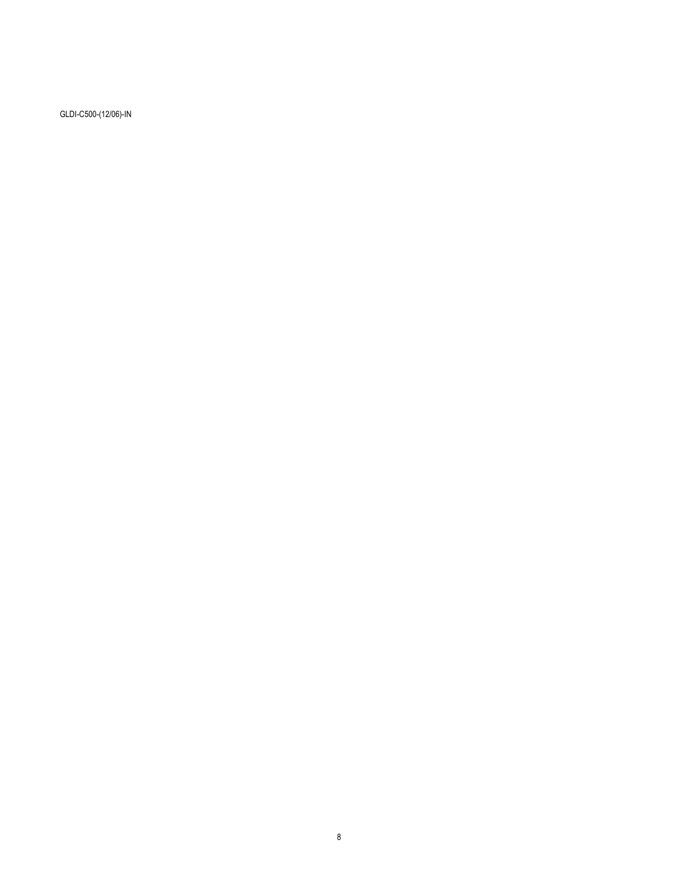GLDI-C500-(12/06)-IN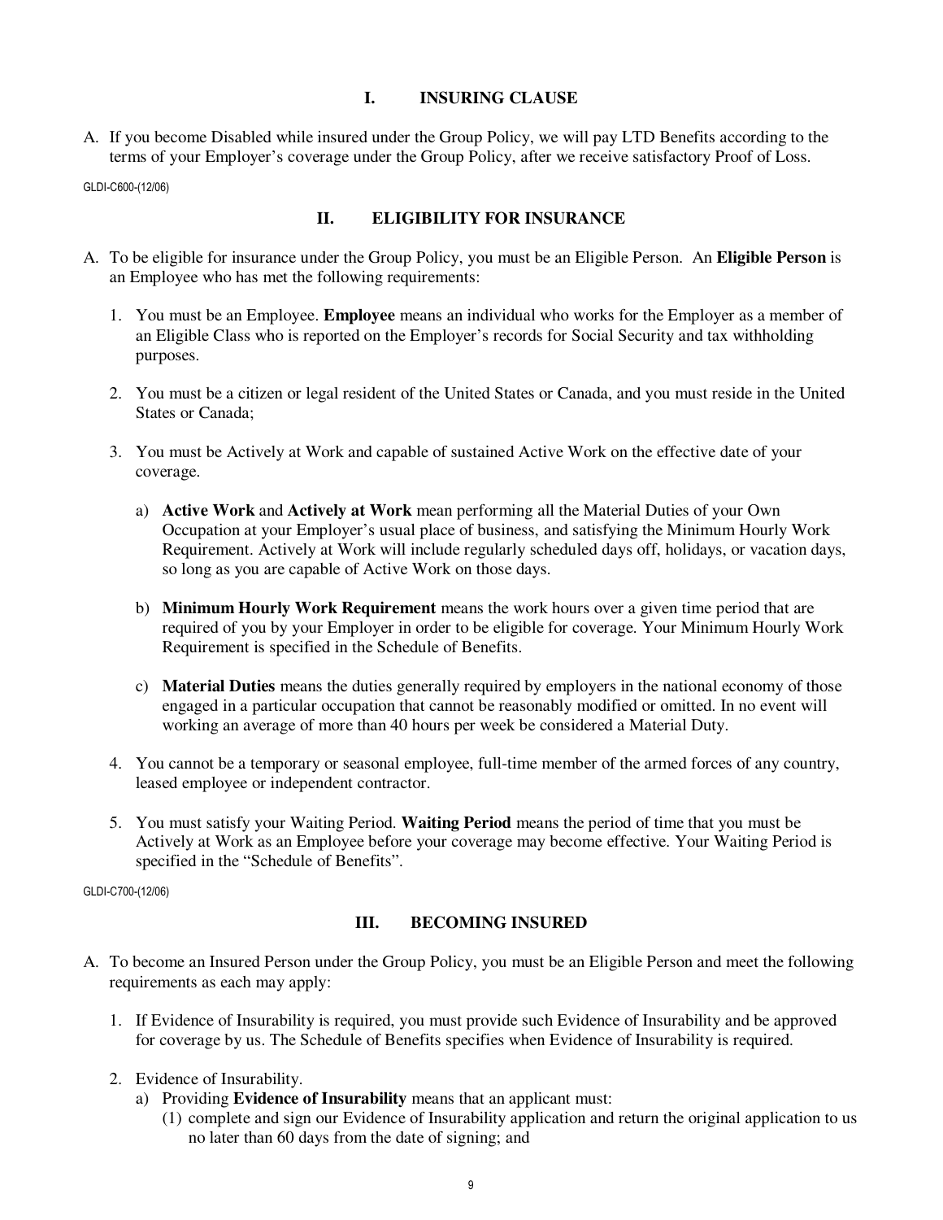## I. INSURING CLAUSE

A. If you become Disabled while insured under the Group Policy, we will pay LTD Benefits according to the terms of your Employer's coverage under the Group Policy, after we receive satisfactory Proof of Loss.

GLDI-C600-(12/06)

## II. ELIGIBILITY FOR INSURANCE

A. To be eligible for insurance under the Group Policy, you must be an Eligible Person. An **Eligible Person** is an Employee who has met the following requirements:

1. You must be an Employee. **Employee** means an individual who works for the Employer as a member of an Eligible Class who is reported on the Employer's records for Social Security and tax withholding purposes.

2. You must be a citizen or legal resident of the United States or Canada, and you must reside in the United States or Canada;

3. You must be Actively at Work and capable of sustained Active Work on the effective date of your coverage.

   a) **Active Work** and **Actively at Work** mean performing all the Material Duties of your Own Occupation at your Employer's usual place of business, and satisfying the Minimum Hourly Work Requirement. Actively at Work will include regularly scheduled days off, holidays, or vacation days, so long as you are capable of Active Work on those days.

   b) **Minimum Hourly Work Requirement** means the work hours over a given time period that are required of you by your Employer in order to be eligible for coverage. Your Minimum Hourly Work Requirement is specified in the Schedule of Benefits.

   c) **Material Duties** means the duties generally required by employers in the national economy of those engaged in a particular occupation that cannot be reasonably modified or omitted. In no event will working an average of more than 40 hours per week be considered a Material Duty.

4. You cannot be a temporary or seasonal employee, full-time member of the armed forces of any country, leased employee or independent contractor.

5. You must satisfy your Waiting Period. **Waiting Period** means the period of time that you must be Actively at Work as an Employee before your coverage may become effective. Your Waiting Period is specified in the "Schedule of Benefits".

GLDI-C700-(12/06)

## III. BECOMING INSURED

A. To become an Insured Person under the Group Policy, you must be an Eligible Person and meet the following requirements as each may apply:

1. If Evidence of Insurability is required, you must provide such Evidence of Insurability and be approved for coverage by us. The Schedule of Benefits specifies when Evidence of Insurability is required.

2. Evidence of Insurability.
   a) Providing **Evidence of Insurability** means that an applicant must:
      (1) complete and sign our Evidence of Insurability application and return the original application to us no later than 60 days from the date of signing; and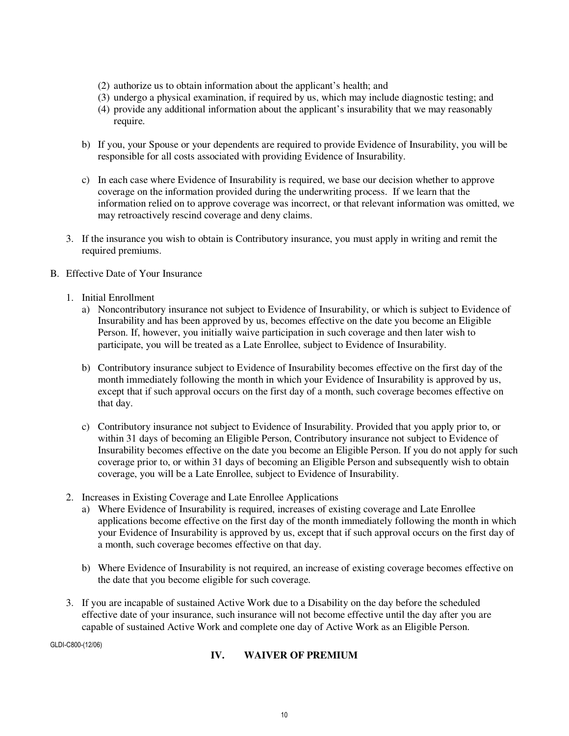(2) authorize us to obtain information about the applicant's health; and
(3) undergo a physical examination, if required by us, which may include diagnostic testing; and
(4) provide any additional information about the applicant's insurability that we may reasonably require.

b) If you, your Spouse or your dependents are required to provide Evidence of Insurability, you will be responsible for all costs associated with providing Evidence of Insurability.

c) In each case where Evidence of Insurability is required, we base our decision whether to approve coverage on the information provided during the underwriting process. If we learn that the information relied on to approve coverage was incorrect, or that relevant information was omitted, we may retroactively rescind coverage and deny claims.

3. If the insurance you wish to obtain is Contributory insurance, you must apply in writing and remit the required premiums.

B. Effective Date of Your Insurance

1. Initial Enrollment

a) Noncontributory insurance not subject to Evidence of Insurability, or which is subject to Evidence of Insurability and has been approved by us, becomes effective on the date you become an Eligible Person. If, however, you initially waive participation in such coverage and then later wish to participate, you will be treated as a Late Enrollee, subject to Evidence of Insurability.

b) Contributory insurance subject to Evidence of Insurability becomes effective on the first day of the month immediately following the month in which your Evidence of Insurability is approved by us, except that if such approval occurs on the first day of a month, such coverage becomes effective on that day.

c) Contributory insurance not subject to Evidence of Insurability. Provided that you apply prior to, or within 31 days of becoming an Eligible Person, Contributory insurance not subject to Evidence of Insurability becomes effective on the date you become an Eligible Person. If you do not apply for such coverage prior to, or within 31 days of becoming an Eligible Person and subsequently wish to obtain coverage, you will be a Late Enrollee, subject to Evidence of Insurability.

2. Increases in Existing Coverage and Late Enrollee Applications

a) Where Evidence of Insurability is required, increases of existing coverage and Late Enrollee applications become effective on the first day of the month immediately following the month in which your Evidence of Insurability is approved by us, except that if such approval occurs on the first day of a month, such coverage becomes effective on that day.

b) Where Evidence of Insurability is not required, an increase of existing coverage becomes effective on the date that you become eligible for such coverage.

3. If you are incapable of sustained Active Work due to a Disability on the day before the scheduled effective date of your insurance, such insurance will not become effective until the day after you are capable of sustained Active Work and complete one day of Active Work as an Eligible Person.

GLDI-C800-(12/06)

## IV. WAIVER OF PREMIUM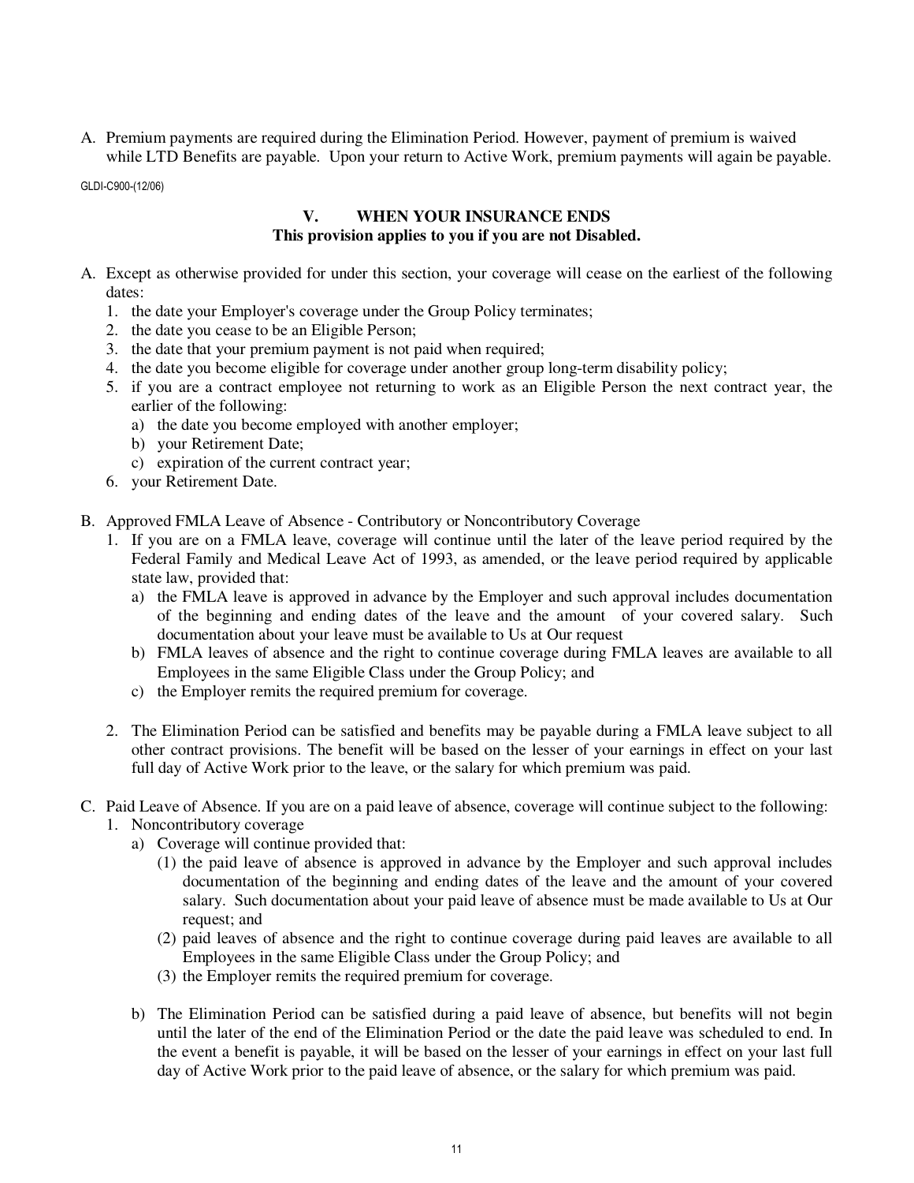A. Premium payments are required during the Elimination Period. However, payment of premium is waived while LTD Benefits are payable. Upon your return to Active Work, premium payments will again be payable.

GLDI-C900-(12/06)

## V. WHEN YOUR INSURANCE ENDS

**This provision applies to you if you are not Disabled.**

A. Except as otherwise provided for under this section, your coverage will cease on the earliest of the following dates:
   1. the date your Employer's coverage under the Group Policy terminates;
   2. the date you cease to be an Eligible Person;
   3. the date that your premium payment is not paid when required;
   4. the date you become eligible for coverage under another group long-term disability policy;
   5. if you are a contract employee not returning to work as an Eligible Person the next contract year, the earlier of the following:
      a) the date you become employed with another employer;
      b) your Retirement Date;
      c) expiration of the current contract year;
   6. your Retirement Date.

B. Approved FMLA Leave of Absence - Contributory or Noncontributory Coverage
   1. If you are on a FMLA leave, coverage will continue until the later of the leave period required by the Federal Family and Medical Leave Act of 1993, as amended, or the leave period required by applicable state law, provided that:
      a) the FMLA leave is approved in advance by the Employer and such approval includes documentation of the beginning and ending dates of the leave and the amount of your covered salary. Such documentation about your leave must be available to Us at Our request
      b) FMLA leaves of absence and the right to continue coverage during FMLA leaves are available to all Employees in the same Eligible Class under the Group Policy; and
      c) the Employer remits the required premium for coverage.

   2. The Elimination Period can be satisfied and benefits may be payable during a FMLA leave subject to all other contract provisions. The benefit will be based on the lesser of your earnings in effect on your last full day of Active Work prior to the leave, or the salary for which premium was paid.

C. Paid Leave of Absence. If you are on a paid leave of absence, coverage will continue subject to the following:
   1. Noncontributory coverage
      a) Coverage will continue provided that:
         (1) the paid leave of absence is approved in advance by the Employer and such approval includes documentation of the beginning and ending dates of the leave and the amount of your covered salary. Such documentation about your paid leave of absence must be made available to Us at Our request; and
         (2) paid leaves of absence and the right to continue coverage during paid leaves are available to all Employees in the same Eligible Class under the Group Policy; and
         (3) the Employer remits the required premium for coverage.

      b) The Elimination Period can be satisfied during a paid leave of absence, but benefits will not begin until the later of the end of the Elimination Period or the date the paid leave was scheduled to end. In the event a benefit is payable, it will be based on the lesser of your earnings in effect on your last full day of Active Work prior to the paid leave of absence, or the salary for which premium was paid.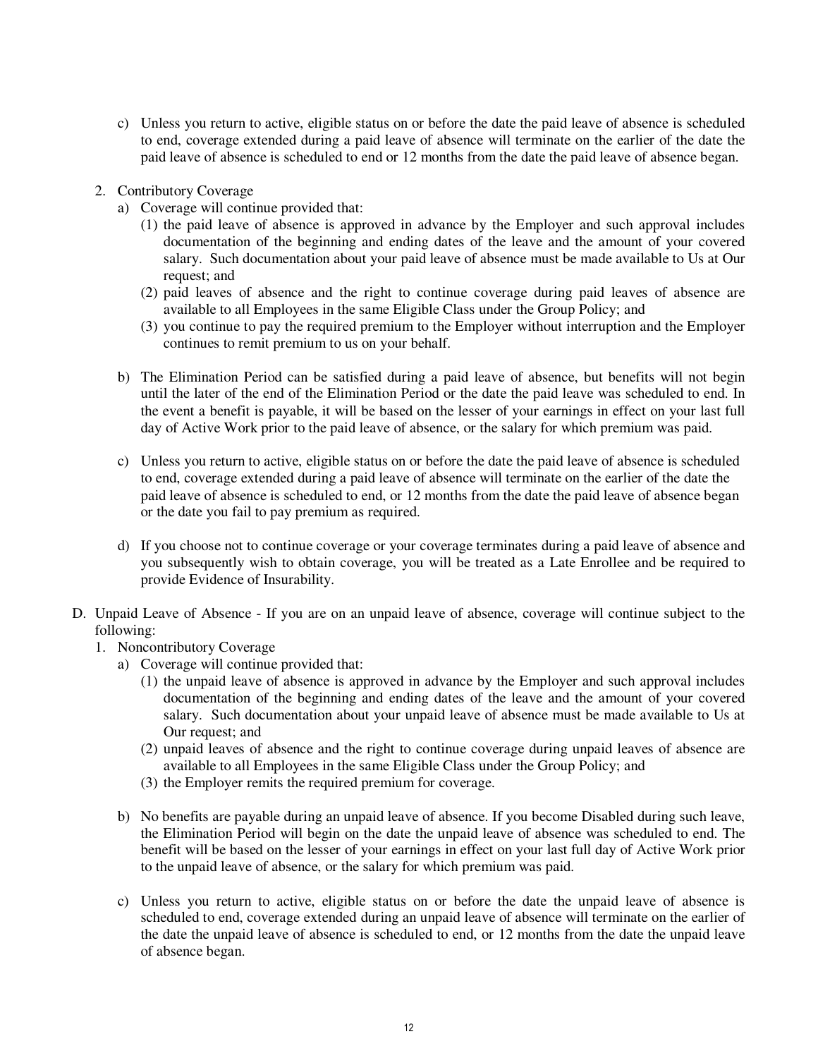c) Unless you return to active, eligible status on or before the date the paid leave of absence is scheduled to end, coverage extended during a paid leave of absence will terminate on the earlier of the date the paid leave of absence is scheduled to end or 12 months from the date the paid leave of absence began.

2. Contributory Coverage
   a) Coverage will continue provided that:
      (1) the paid leave of absence is approved in advance by the Employer and such approval includes documentation of the beginning and ending dates of the leave and the amount of your covered salary. Such documentation about your paid leave of absence must be made available to Us at Our request; and
      (2) paid leaves of absence and the right to continue coverage during paid leaves of absence are available to all Employees in the same Eligible Class under the Group Policy; and
      (3) you continue to pay the required premium to the Employer without interruption and the Employer continues to remit premium to us on your behalf.

   b) The Elimination Period can be satisfied during a paid leave of absence, but benefits will not begin until the later of the end of the Elimination Period or the date the paid leave was scheduled to end. In the event a benefit is payable, it will be based on the lesser of your earnings in effect on your last full day of Active Work prior to the paid leave of absence, or the salary for which premium was paid.

   c) Unless you return to active, eligible status on or before the date the paid leave of absence is scheduled to end, coverage extended during a paid leave of absence will terminate on the earlier of the date the paid leave of absence is scheduled to end, or 12 months from the date the paid leave of absence began or the date you fail to pay premium as required.

   d) If you choose not to continue coverage or your coverage terminates during a paid leave of absence and you subsequently wish to obtain coverage, you will be treated as a Late Enrollee and be required to provide Evidence of Insurability.

D. Unpaid Leave of Absence - If you are on an unpaid leave of absence, coverage will continue subject to the following:
   1. Noncontributory Coverage
      a) Coverage will continue provided that:
         (1) the unpaid leave of absence is approved in advance by the Employer and such approval includes documentation of the beginning and ending dates of the leave and the amount of your covered salary. Such documentation about your unpaid leave of absence must be made available to Us at Our request; and
         (2) unpaid leaves of absence and the right to continue coverage during unpaid leaves of absence are available to all Employees in the same Eligible Class under the Group Policy; and
         (3) the Employer remits the required premium for coverage.

      b) No benefits are payable during an unpaid leave of absence. If you become Disabled during such leave, the Elimination Period will begin on the date the unpaid leave of absence was scheduled to end. The benefit will be based on the lesser of your earnings in effect on your last full day of Active Work prior to the unpaid leave of absence, or the salary for which premium was paid.

      c) Unless you return to active, eligible status on or before the date the unpaid leave of absence is scheduled to end, coverage extended during an unpaid leave of absence will terminate on the earlier of the date the unpaid leave of absence is scheduled to end, or 12 months from the date the unpaid leave of absence began.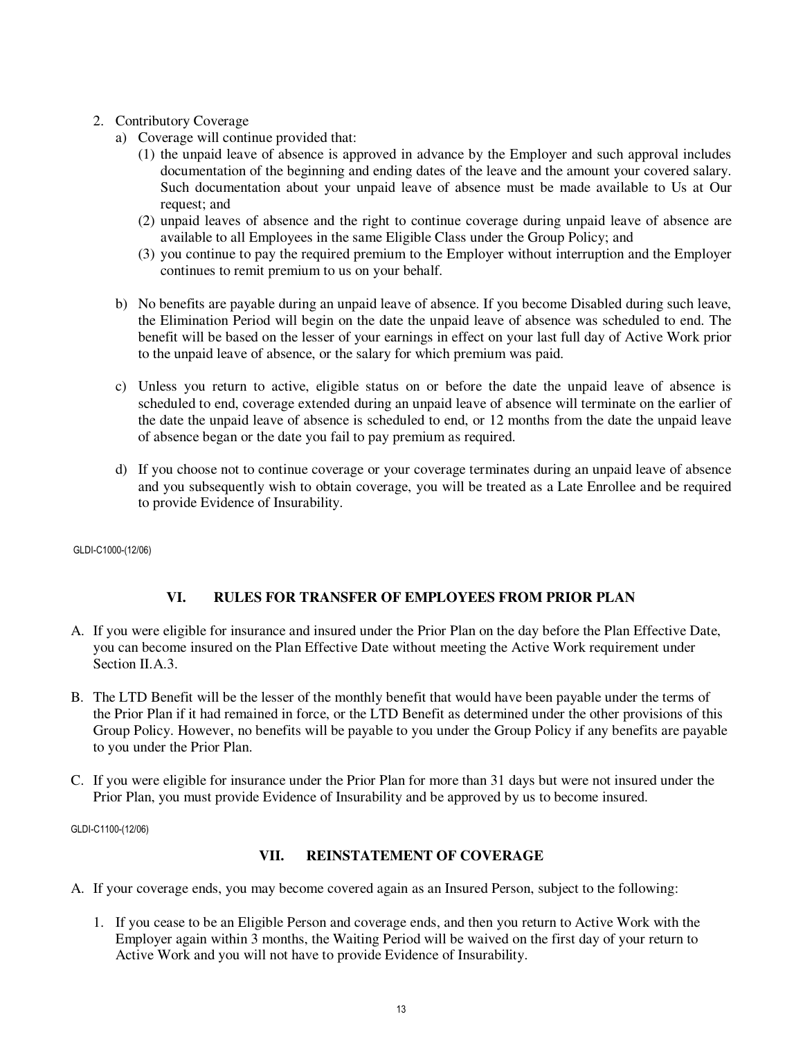2. Contributory Coverage
   a) Coverage will continue provided that:
      (1) the unpaid leave of absence is approved in advance by the Employer and such approval includes documentation of the beginning and ending dates of the leave and the amount your covered salary. Such documentation about your unpaid leave of absence must be made available to Us at Our request; and
      (2) unpaid leaves of absence and the right to continue coverage during unpaid leave of absence are available to all Employees in the same Eligible Class under the Group Policy; and
      (3) you continue to pay the required premium to the Employer without interruption and the Employer continues to remit premium to us on your behalf.

   b) No benefits are payable during an unpaid leave of absence. If you become Disabled during such leave, the Elimination Period will begin on the date the unpaid leave of absence was scheduled to end. The benefit will be based on the lesser of your earnings in effect on your last full day of Active Work prior to the unpaid leave of absence, or the salary for which premium was paid.

   c) Unless you return to active, eligible status on or before the date the unpaid leave of absence is scheduled to end, coverage extended during an unpaid leave of absence will terminate on the earlier of the date the unpaid leave of absence is scheduled to end, or 12 months from the date the unpaid leave of absence began or the date you fail to pay premium as required.

   d) If you choose not to continue coverage or your coverage terminates during an unpaid leave of absence and you subsequently wish to obtain coverage, you will be treated as a Late Enrollee and be required to provide Evidence of Insurability.

GLDI-C1000-(12/06)

## VI. RULES FOR TRANSFER OF EMPLOYEES FROM PRIOR PLAN

A. If you were eligible for insurance and insured under the Prior Plan on the day before the Plan Effective Date, you can become insured on the Plan Effective Date without meeting the Active Work requirement under Section II.A.3.

B. The LTD Benefit will be the lesser of the monthly benefit that would have been payable under the terms of the Prior Plan if it had remained in force, or the LTD Benefit as determined under the other provisions of this Group Policy. However, no benefits will be payable to you under the Group Policy if any benefits are payable to you under the Prior Plan.

C. If you were eligible for insurance under the Prior Plan for more than 31 days but were not insured under the Prior Plan, you must provide Evidence of Insurability and be approved by us to become insured.

GLDI-C1100-(12/06)

## VII. REINSTATEMENT OF COVERAGE

A. If your coverage ends, you may become covered again as an Insured Person, subject to the following:

   1. If you cease to be an Eligible Person and coverage ends, and then you return to Active Work with the Employer again within 3 months, the Waiting Period will be waived on the first day of your return to Active Work and you will not have to provide Evidence of Insurability.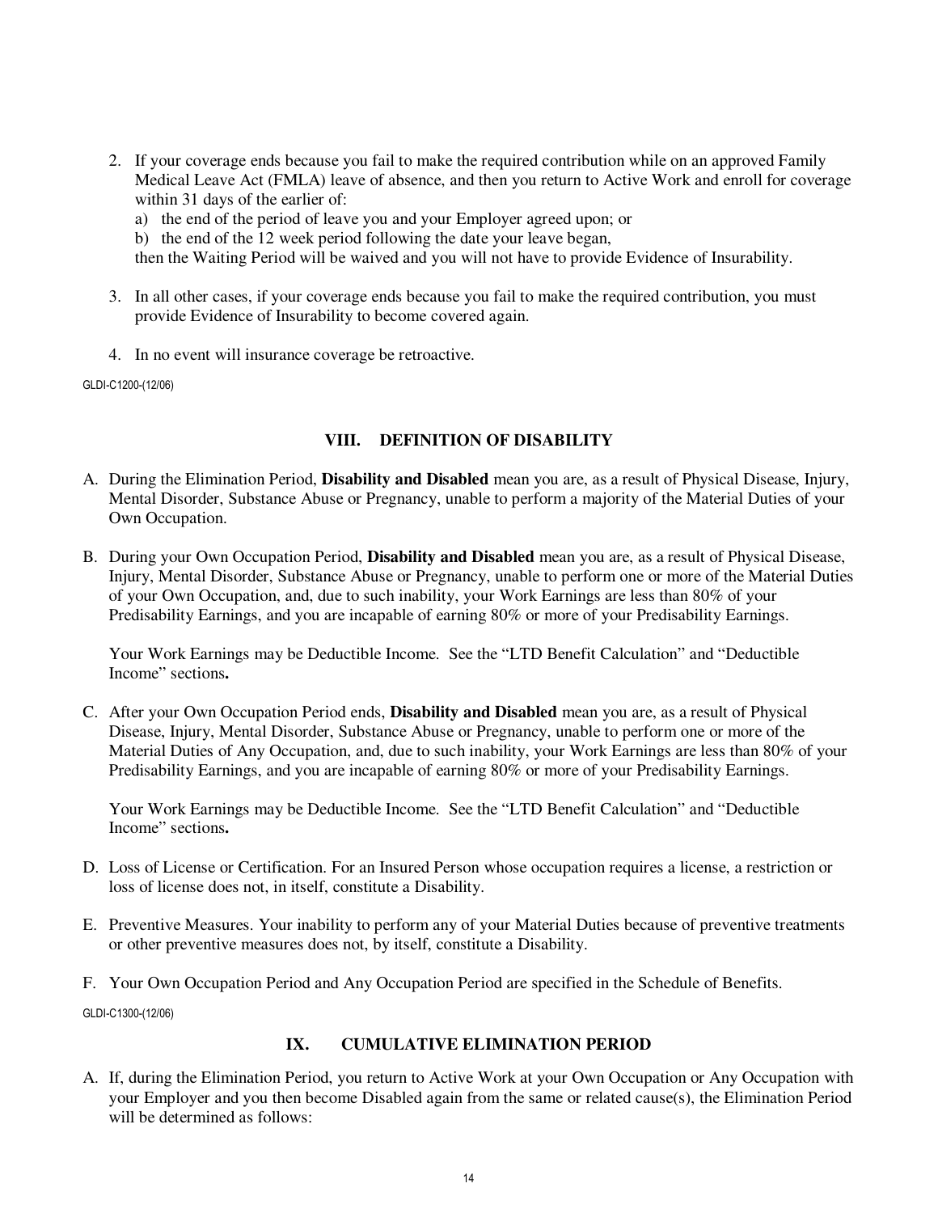2. If your coverage ends because you fail to make the required contribution while on an approved Family Medical Leave Act (FMLA) leave of absence, and then you return to Active Work and enroll for coverage within 31 days of the earlier of:
   a) the end of the period of leave you and your Employer agreed upon; or
   b) the end of the 12 week period following the date your leave began,

   then the Waiting Period will be waived and you will not have to provide Evidence of Insurability.

3. In all other cases, if your coverage ends because you fail to make the required contribution, you must provide Evidence of Insurability to become covered again.

4. In no event will insurance coverage be retroactive.

GLDI-C1200-(12/06)

## VIII. DEFINITION OF DISABILITY

A. During the Elimination Period, **Disability and Disabled** mean you are, as a result of Physical Disease, Injury, Mental Disorder, Substance Abuse or Pregnancy, unable to perform a majority of the Material Duties of your Own Occupation.

B. During your Own Occupation Period, **Disability and Disabled** mean you are, as a result of Physical Disease, Injury, Mental Disorder, Substance Abuse or Pregnancy, unable to perform one or more of the Material Duties of your Own Occupation, and, due to such inability, your Work Earnings are less than 80% of your Predisability Earnings, and you are incapable of earning 80% or more of your Predisability Earnings.

   Your Work Earnings may be Deductible Income. See the "LTD Benefit Calculation" and "Deductible Income" sections**.**

C. After your Own Occupation Period ends, **Disability and Disabled** mean you are, as a result of Physical Disease, Injury, Mental Disorder, Substance Abuse or Pregnancy, unable to perform one or more of the Material Duties of Any Occupation, and, due to such inability, your Work Earnings are less than 80% of your Predisability Earnings, and you are incapable of earning 80% or more of your Predisability Earnings.

   Your Work Earnings may be Deductible Income. See the "LTD Benefit Calculation" and "Deductible Income" sections**.**

D. Loss of License or Certification. For an Insured Person whose occupation requires a license, a restriction or loss of license does not, in itself, constitute a Disability.

E. Preventive Measures. Your inability to perform any of your Material Duties because of preventive treatments or other preventive measures does not, by itself, constitute a Disability.

F. Your Own Occupation Period and Any Occupation Period are specified in the Schedule of Benefits.

GLDI-C1300-(12/06)

## IX. CUMULATIVE ELIMINATION PERIOD

A. If, during the Elimination Period, you return to Active Work at your Own Occupation or Any Occupation with your Employer and you then become Disabled again from the same or related cause(s), the Elimination Period will be determined as follows: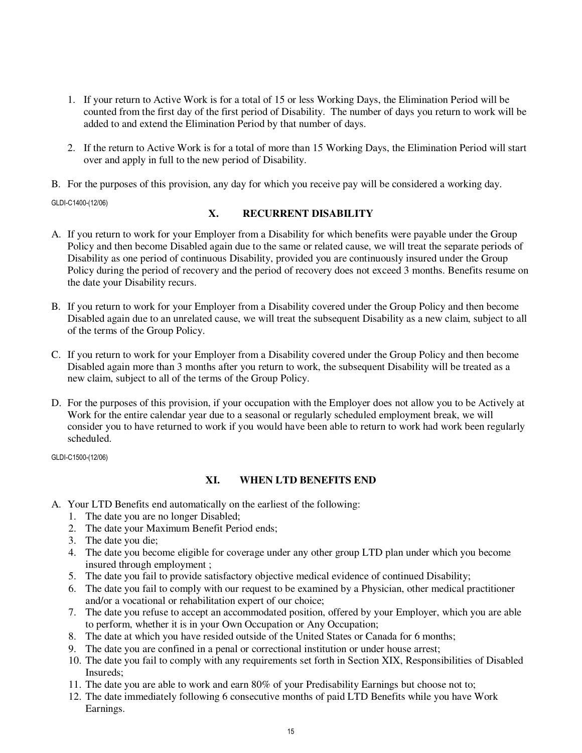1. If your return to Active Work is for a total of 15 or less Working Days, the Elimination Period will be counted from the first day of the first period of Disability. The number of days you return to work will be added to and extend the Elimination Period by that number of days.

2. If the return to Active Work is for a total of more than 15 Working Days, the Elimination Period will start over and apply in full to the new period of Disability.

B. For the purposes of this provision, any day for which you receive pay will be considered a working day.

GLDI-C1400-(12/06)

## X. RECURRENT DISABILITY

A. If you return to work for your Employer from a Disability for which benefits were payable under the Group Policy and then become Disabled again due to the same or related cause, we will treat the separate periods of Disability as one period of continuous Disability, provided you are continuously insured under the Group Policy during the period of recovery and the period of recovery does not exceed 3 months. Benefits resume on the date your Disability recurs.

B. If you return to work for your Employer from a Disability covered under the Group Policy and then become Disabled again due to an unrelated cause, we will treat the subsequent Disability as a new claim, subject to all of the terms of the Group Policy.

C. If you return to work for your Employer from a Disability covered under the Group Policy and then become Disabled again more than 3 months after you return to work, the subsequent Disability will be treated as a new claim, subject to all of the terms of the Group Policy.

D. For the purposes of this provision, if your occupation with the Employer does not allow you to be Actively at Work for the entire calendar year due to a seasonal or regularly scheduled employment break, we will consider you to have returned to work if you would have been able to return to work had work been regularly scheduled.

GLDI-C1500-(12/06)

## XI. WHEN LTD BENEFITS END

A. Your LTD Benefits end automatically on the earliest of the following:
   1. The date you are no longer Disabled;
   2. The date your Maximum Benefit Period ends;
   3. The date you die;
   4. The date you become eligible for coverage under any other group LTD plan under which you become insured through employment ;
   5. The date you fail to provide satisfactory objective medical evidence of continued Disability;
   6. The date you fail to comply with our request to be examined by a Physician, other medical practitioner and/or a vocational or rehabilitation expert of our choice;
   7. The date you refuse to accept an accommodated position, offered by your Employer, which you are able to perform, whether it is in your Own Occupation or Any Occupation;
   8. The date at which you have resided outside of the United States or Canada for 6 months;
   9. The date you are confined in a penal or correctional institution or under house arrest;
   10. The date you fail to comply with any requirements set forth in Section XIX, Responsibilities of Disabled Insureds;
   11. The date you are able to work and earn 80% of your Predisability Earnings but choose not to;
   12. The date immediately following 6 consecutive months of paid LTD Benefits while you have Work Earnings.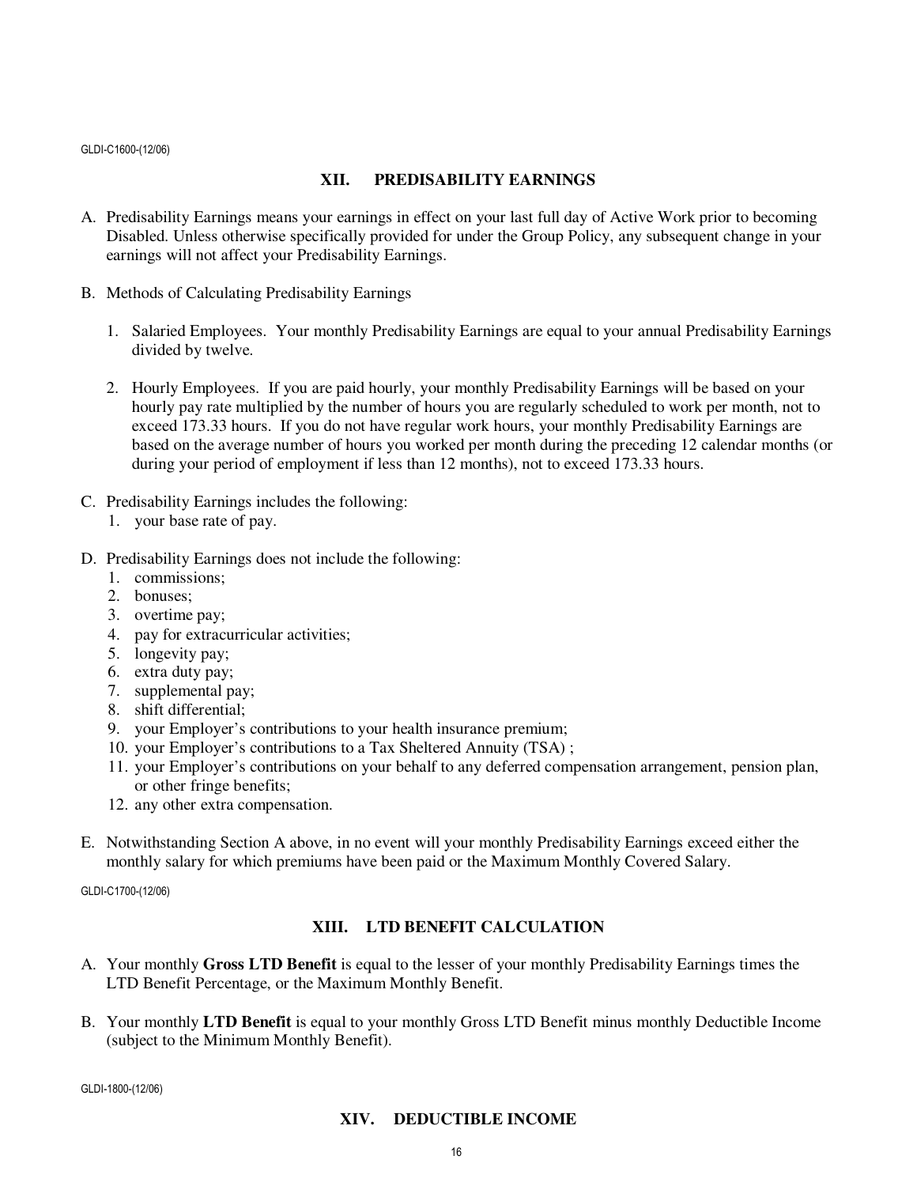GLDI-C1600-(12/06)

## XII. PREDISABILITY EARNINGS

A. Predisability Earnings means your earnings in effect on your last full day of Active Work prior to becoming Disabled. Unless otherwise specifically provided for under the Group Policy, any subsequent change in your earnings will not affect your Predisability Earnings.

B. Methods of Calculating Predisability Earnings

   1. Salaried Employees. Your monthly Predisability Earnings are equal to your annual Predisability Earnings divided by twelve.

   2. Hourly Employees. If you are paid hourly, your monthly Predisability Earnings will be based on your hourly pay rate multiplied by the number of hours you are regularly scheduled to work per month, not to exceed 173.33 hours. If you do not have regular work hours, your monthly Predisability Earnings are based on the average number of hours you worked per month during the preceding 12 calendar months (or during your period of employment if less than 12 months), not to exceed 173.33 hours.

C. Predisability Earnings includes the following:
   1. your base rate of pay.

D. Predisability Earnings does not include the following:
   1. commissions;
   2. bonuses;
   3. overtime pay;
   4. pay for extracurricular activities;
   5. longevity pay;
   6. extra duty pay;
   7. supplemental pay;
   8. shift differential;
   9. your Employer's contributions to your health insurance premium;
   10. your Employer's contributions to a Tax Sheltered Annuity (TSA) ;
   11. your Employer's contributions on your behalf to any deferred compensation arrangement, pension plan, or other fringe benefits;
   12. any other extra compensation.

E. Notwithstanding Section A above, in no event will your monthly Predisability Earnings exceed either the monthly salary for which premiums have been paid or the Maximum Monthly Covered Salary.

GLDI-C1700-(12/06)

## XIII. LTD BENEFIT CALCULATION

A. Your monthly **Gross LTD Benefit** is equal to the lesser of your monthly Predisability Earnings times the LTD Benefit Percentage, or the Maximum Monthly Benefit.

B. Your monthly **LTD Benefit** is equal to your monthly Gross LTD Benefit minus monthly Deductible Income (subject to the Minimum Monthly Benefit).

GLDI-1800-(12/06)

## XIV. DEDUCTIBLE INCOME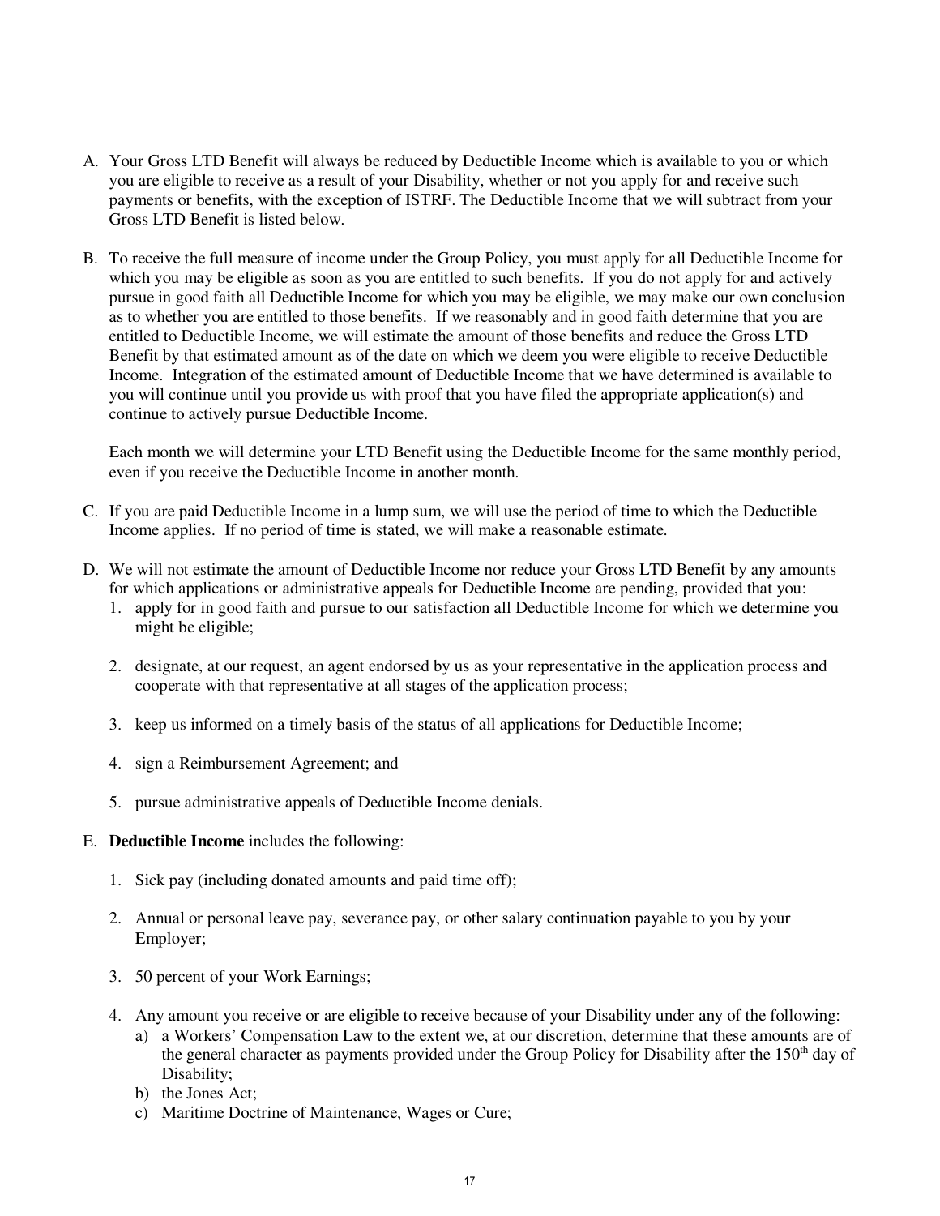A. Your Gross LTD Benefit will always be reduced by Deductible Income which is available to you or which you are eligible to receive as a result of your Disability, whether or not you apply for and receive such payments or benefits, with the exception of ISTRF. The Deductible Income that we will subtract from your Gross LTD Benefit is listed below.

B. To receive the full measure of income under the Group Policy, you must apply for all Deductible Income for which you may be eligible as soon as you are entitled to such benefits. If you do not apply for and actively pursue in good faith all Deductible Income for which you may be eligible, we may make our own conclusion as to whether you are entitled to those benefits. If we reasonably and in good faith determine that you are entitled to Deductible Income, we will estimate the amount of those benefits and reduce the Gross LTD Benefit by that estimated amount as of the date on which we deem you were eligible to receive Deductible Income. Integration of the estimated amount of Deductible Income that we have determined is available to you will continue until you provide us with proof that you have filed the appropriate application(s) and continue to actively pursue Deductible Income.

   Each month we will determine your LTD Benefit using the Deductible Income for the same monthly period, even if you receive the Deductible Income in another month.

C. If you are paid Deductible Income in a lump sum, we will use the period of time to which the Deductible Income applies. If no period of time is stated, we will make a reasonable estimate.

D. We will not estimate the amount of Deductible Income nor reduce your Gross LTD Benefit by any amounts for which applications or administrative appeals for Deductible Income are pending, provided that you:
   1. apply for in good faith and pursue to our satisfaction all Deductible Income for which we determine you might be eligible;

   2. designate, at our request, an agent endorsed by us as your representative in the application process and cooperate with that representative at all stages of the application process;

   3. keep us informed on a timely basis of the status of all applications for Deductible Income;

   4. sign a Reimbursement Agreement; and

   5. pursue administrative appeals of Deductible Income denials.

E. **Deductible Income** includes the following:

   1. Sick pay (including donated amounts and paid time off);

   2. Annual or personal leave pay, severance pay, or other salary continuation payable to you by your Employer;

   3. 50 percent of your Work Earnings;

   4. Any amount you receive or are eligible to receive because of your Disability under any of the following:
      a) a Workers' Compensation Law to the extent we, at our discretion, determine that these amounts are of the general character as payments provided under the Group Policy for Disability after the 150th day of Disability;
      b) the Jones Act;
      c) Maritime Doctrine of Maintenance, Wages or Cure;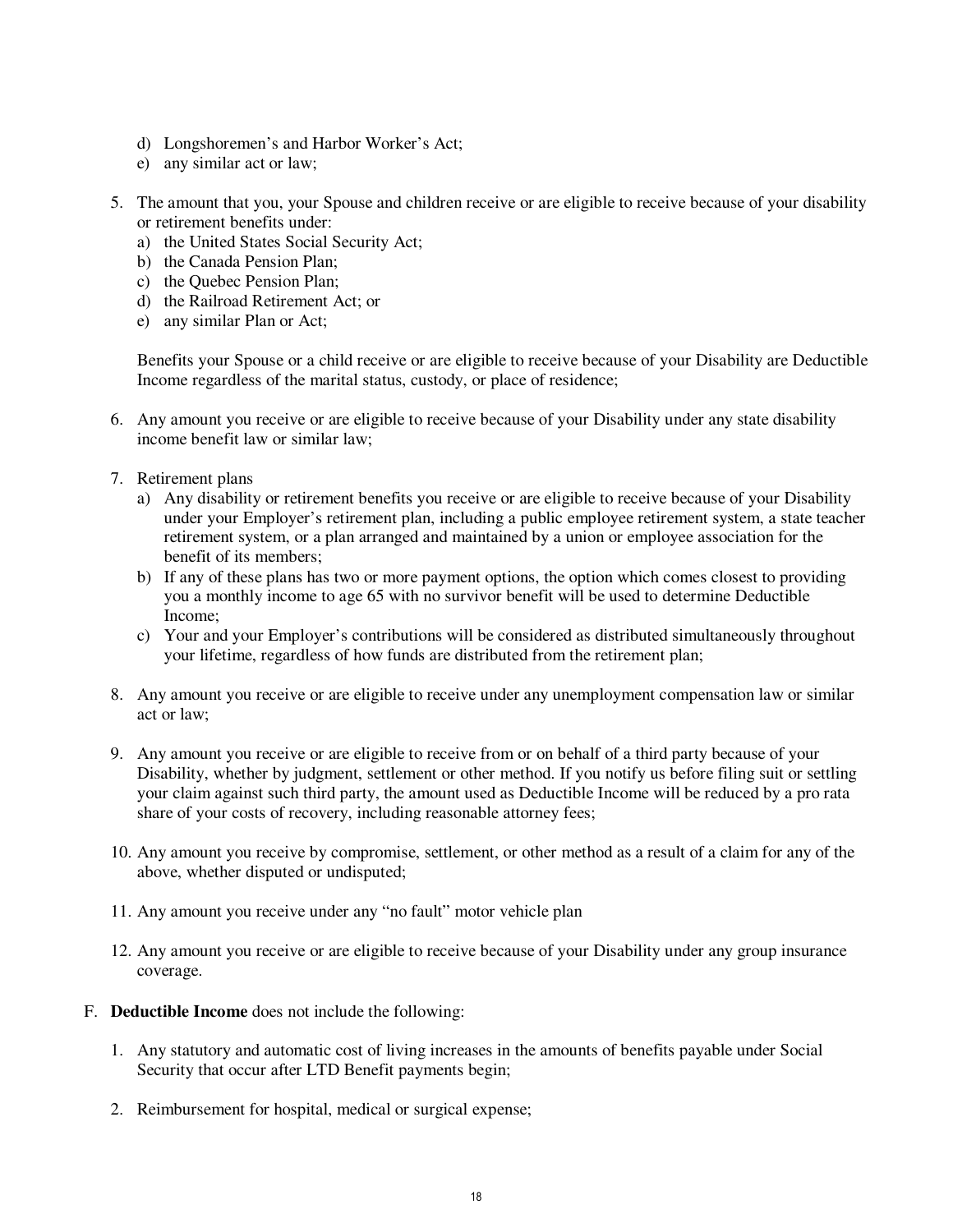d) Longshoremen's and Harbor Worker's Act;
   e) any similar act or law;

5. The amount that you, your Spouse and children receive or are eligible to receive because of your disability or retirement benefits under:
   a) the United States Social Security Act;
   b) the Canada Pension Plan;
   c) the Quebec Pension Plan;
   d) the Railroad Retirement Act; or
   e) any similar Plan or Act;

   Benefits your Spouse or a child receive or are eligible to receive because of your Disability are Deductible Income regardless of the marital status, custody, or place of residence;

6. Any amount you receive or are eligible to receive because of your Disability under any state disability income benefit law or similar law;

7. Retirement plans
   a) Any disability or retirement benefits you receive or are eligible to receive because of your Disability under your Employer's retirement plan, including a public employee retirement system, a state teacher retirement system, or a plan arranged and maintained by a union or employee association for the benefit of its members;
   b) If any of these plans has two or more payment options, the option which comes closest to providing you a monthly income to age 65 with no survivor benefit will be used to determine Deductible Income;
   c) Your and your Employer's contributions will be considered as distributed simultaneously throughout your lifetime, regardless of how funds are distributed from the retirement plan;

8. Any amount you receive or are eligible to receive under any unemployment compensation law or similar act or law;

9. Any amount you receive or are eligible to receive from or on behalf of a third party because of your Disability, whether by judgment, settlement or other method. If you notify us before filing suit or settling your claim against such third party, the amount used as Deductible Income will be reduced by a pro rata share of your costs of recovery, including reasonable attorney fees;

10. Any amount you receive by compromise, settlement, or other method as a result of a claim for any of the above, whether disputed or undisputed;

11. Any amount you receive under any "no fault" motor vehicle plan

12. Any amount you receive or are eligible to receive because of your Disability under any group insurance coverage.

F. **Deductible Income** does not include the following:

   1. Any statutory and automatic cost of living increases in the amounts of benefits payable under Social Security that occur after LTD Benefit payments begin;

   2. Reimbursement for hospital, medical or surgical expense;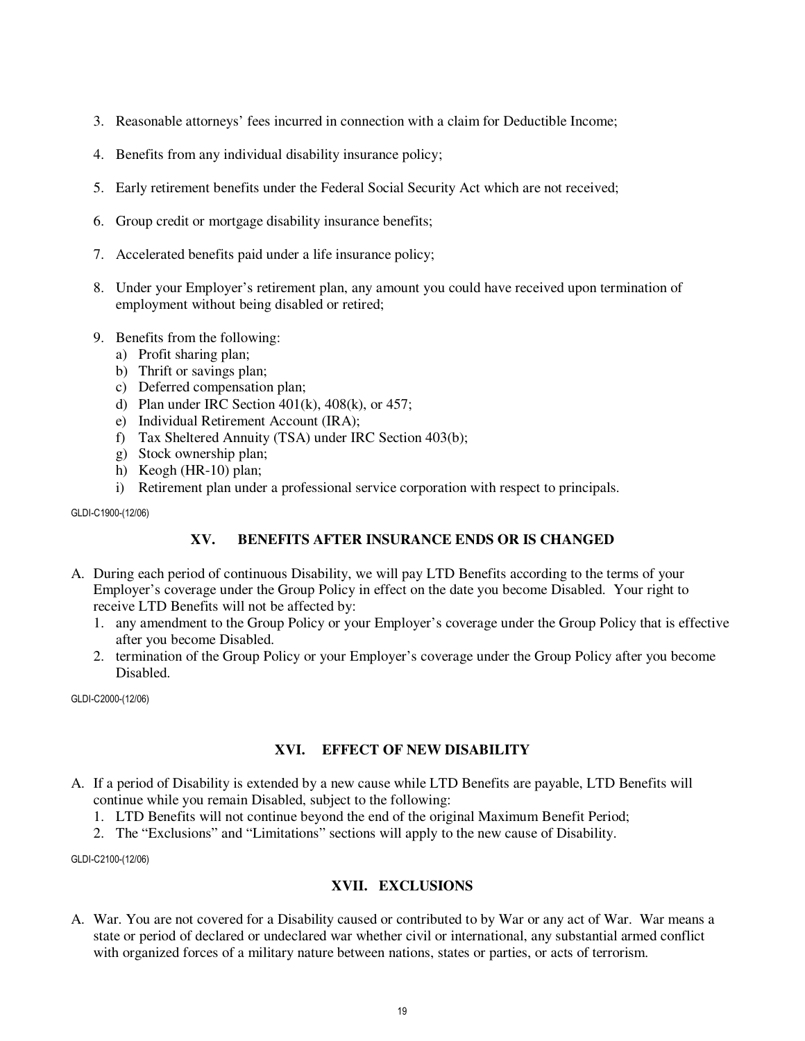3. Reasonable attorneys' fees incurred in connection with a claim for Deductible Income;

4. Benefits from any individual disability insurance policy;

5. Early retirement benefits under the Federal Social Security Act which are not received;

6. Group credit or mortgage disability insurance benefits;

7. Accelerated benefits paid under a life insurance policy;

8. Under your Employer's retirement plan, any amount you could have received upon termination of employment without being disabled or retired;

9. Benefits from the following:
   a) Profit sharing plan;
   b) Thrift or savings plan;
   c) Deferred compensation plan;
   d) Plan under IRC Section 401(k), 408(k), or 457;
   e) Individual Retirement Account (IRA);
   f) Tax Sheltered Annuity (TSA) under IRC Section 403(b);
   g) Stock ownership plan;
   h) Keogh (HR-10) plan;
   i) Retirement plan under a professional service corporation with respect to principals.

GLDI-C1900-(12/06)

## XV. BENEFITS AFTER INSURANCE ENDS OR IS CHANGED

A. During each period of continuous Disability, we will pay LTD Benefits according to the terms of your Employer's coverage under the Group Policy in effect on the date you become Disabled. Your right to receive LTD Benefits will not be affected by:
   1. any amendment to the Group Policy or your Employer's coverage under the Group Policy that is effective after you become Disabled.
   2. termination of the Group Policy or your Employer's coverage under the Group Policy after you become Disabled.

GLDI-C2000-(12/06)

## XVI. EFFECT OF NEW DISABILITY

A. If a period of Disability is extended by a new cause while LTD Benefits are payable, LTD Benefits will continue while you remain Disabled, subject to the following:
   1. LTD Benefits will not continue beyond the end of the original Maximum Benefit Period;
   2. The "Exclusions" and "Limitations" sections will apply to the new cause of Disability.

GLDI-C2100-(12/06)

## XVII. EXCLUSIONS

A. War. You are not covered for a Disability caused or contributed to by War or any act of War. War means a state or period of declared or undeclared war whether civil or international, any substantial armed conflict with organized forces of a military nature between nations, states or parties, or acts of terrorism.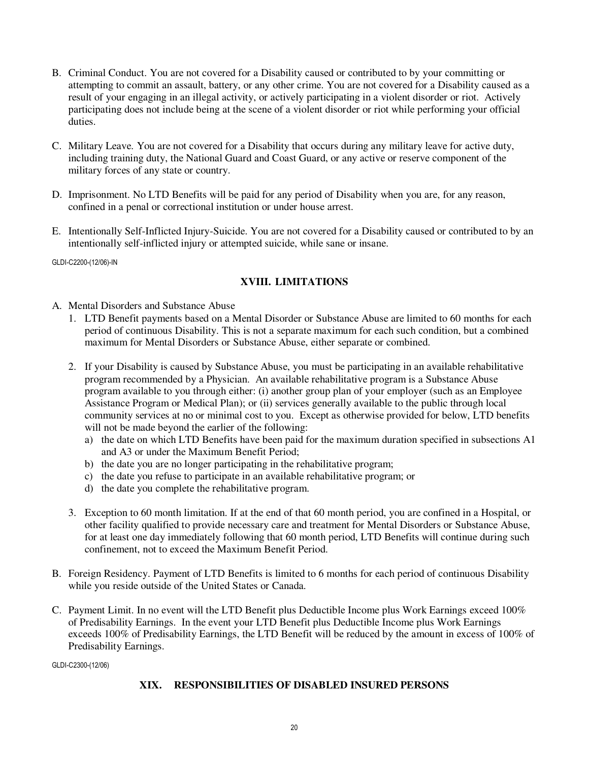B. Criminal Conduct. You are not covered for a Disability caused or contributed to by your committing or attempting to commit an assault, battery, or any other crime. You are not covered for a Disability caused as a result of your engaging in an illegal activity, or actively participating in a violent disorder or riot. Actively participating does not include being at the scene of a violent disorder or riot while performing your official duties.

C. Military Leave. You are not covered for a Disability that occurs during any military leave for active duty, including training duty, the National Guard and Coast Guard, or any active or reserve component of the military forces of any state or country.

D. Imprisonment. No LTD Benefits will be paid for any period of Disability when you are, for any reason, confined in a penal or correctional institution or under house arrest.

E. Intentionally Self-Inflicted Injury-Suicide. You are not covered for a Disability caused or contributed to by an intentionally self-inflicted injury or attempted suicide, while sane or insane.

GLDI-C2200-(12/06)-IN

## XVIII. LIMITATIONS

A. Mental Disorders and Substance Abuse

1. LTD Benefit payments based on a Mental Disorder or Substance Abuse are limited to 60 months for each period of continuous Disability. This is not a separate maximum for each such condition, but a combined maximum for Mental Disorders or Substance Abuse, either separate or combined.

2. If your Disability is caused by Substance Abuse, you must be participating in an available rehabilitative program recommended by a Physician. An available rehabilitative program is a Substance Abuse program available to you through either: (i) another group plan of your employer (such as an Employee Assistance Program or Medical Plan); or (ii) services generally available to the public through local community services at no or minimal cost to you. Except as otherwise provided for below, LTD benefits will not be made beyond the earlier of the following:
   a) the date on which LTD Benefits have been paid for the maximum duration specified in subsections A1 and A3 or under the Maximum Benefit Period;
   b) the date you are no longer participating in the rehabilitative program;
   c) the date you refuse to participate in an available rehabilitative program; or
   d) the date you complete the rehabilitative program.

3. Exception to 60 month limitation. If at the end of that 60 month period, you are confined in a Hospital, or other facility qualified to provide necessary care and treatment for Mental Disorders or Substance Abuse, for at least one day immediately following that 60 month period, LTD Benefits will continue during such confinement, not to exceed the Maximum Benefit Period.

B. Foreign Residency. Payment of LTD Benefits is limited to 6 months for each period of continuous Disability while you reside outside of the United States or Canada.

C. Payment Limit. In no event will the LTD Benefit plus Deductible Income plus Work Earnings exceed 100% of Predisability Earnings. In the event your LTD Benefit plus Deductible Income plus Work Earnings exceeds 100% of Predisability Earnings, the LTD Benefit will be reduced by the amount in excess of 100% of Predisability Earnings.

GLDI-C2300-(12/06)

## XIX. RESPONSIBILITIES OF DISABLED INSURED PERSONS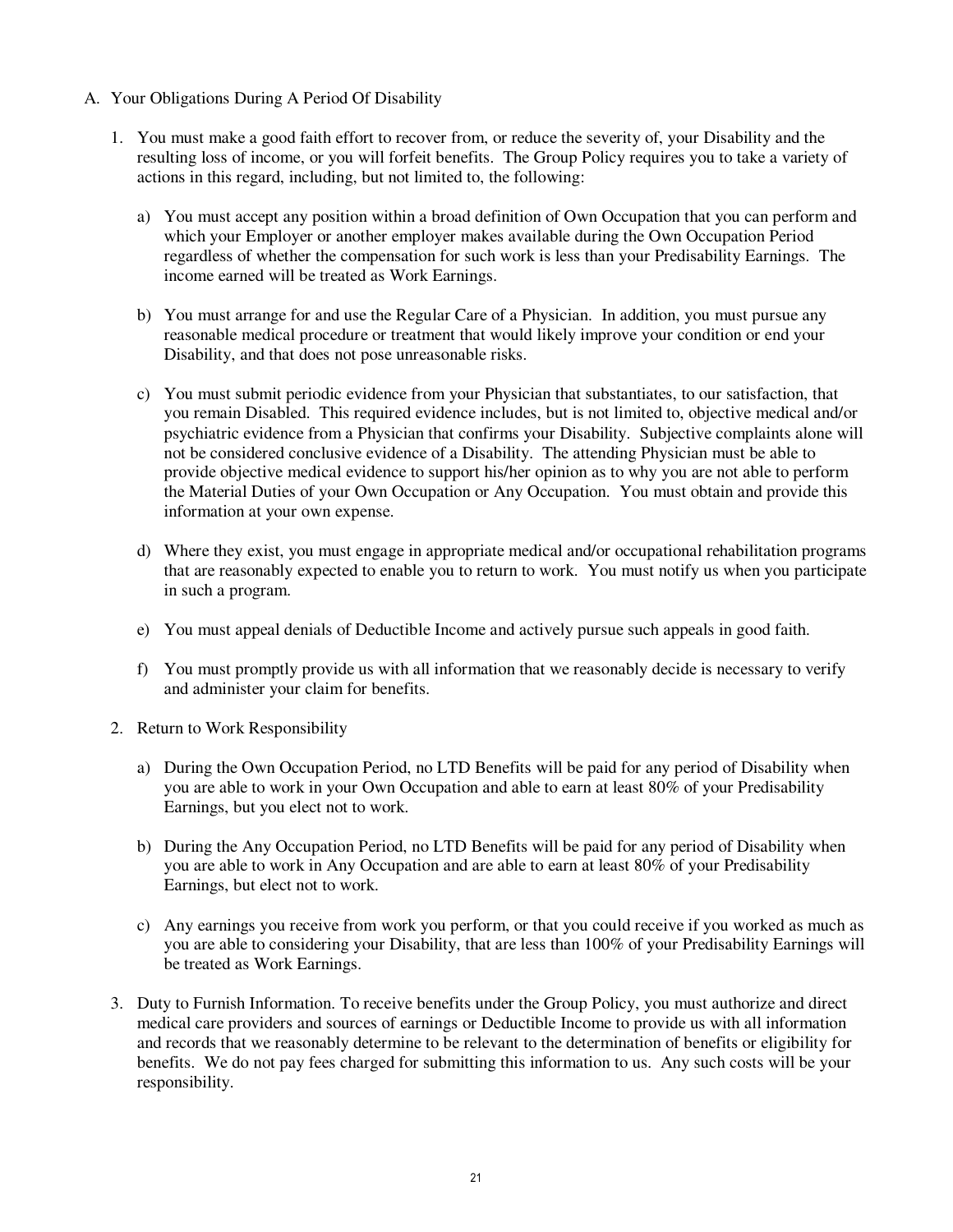A. Your Obligations During A Period Of Disability

1. You must make a good faith effort to recover from, or reduce the severity of, your Disability and the resulting loss of income, or you will forfeit benefits. The Group Policy requires you to take a variety of actions in this regard, including, but not limited to, the following:

   a) You must accept any position within a broad definition of Own Occupation that you can perform and which your Employer or another employer makes available during the Own Occupation Period regardless of whether the compensation for such work is less than your Predisability Earnings. The income earned will be treated as Work Earnings.

   b) You must arrange for and use the Regular Care of a Physician. In addition, you must pursue any reasonable medical procedure or treatment that would likely improve your condition or end your Disability, and that does not pose unreasonable risks.

   c) You must submit periodic evidence from your Physician that substantiates, to our satisfaction, that you remain Disabled. This required evidence includes, but is not limited to, objective medical and/or psychiatric evidence from a Physician that confirms your Disability. Subjective complaints alone will not be considered conclusive evidence of a Disability. The attending Physician must be able to provide objective medical evidence to support his/her opinion as to why you are not able to perform the Material Duties of your Own Occupation or Any Occupation. You must obtain and provide this information at your own expense.

   d) Where they exist, you must engage in appropriate medical and/or occupational rehabilitation programs that are reasonably expected to enable you to return to work. You must notify us when you participate in such a program.

   e) You must appeal denials of Deductible Income and actively pursue such appeals in good faith.

   f) You must promptly provide us with all information that we reasonably decide is necessary to verify and administer your claim for benefits.

2. Return to Work Responsibility

   a) During the Own Occupation Period, no LTD Benefits will be paid for any period of Disability when you are able to work in your Own Occupation and able to earn at least 80% of your Predisability Earnings, but you elect not to work.

   b) During the Any Occupation Period, no LTD Benefits will be paid for any period of Disability when you are able to work in Any Occupation and are able to earn at least 80% of your Predisability Earnings, but elect not to work.

   c) Any earnings you receive from work you perform, or that you could receive if you worked as much as you are able to considering your Disability, that are less than 100% of your Predisability Earnings will be treated as Work Earnings.

3. Duty to Furnish Information. To receive benefits under the Group Policy, you must authorize and direct medical care providers and sources of earnings or Deductible Income to provide us with all information and records that we reasonably determine to be relevant to the determination of benefits or eligibility for benefits. We do not pay fees charged for submitting this information to us. Any such costs will be your responsibility.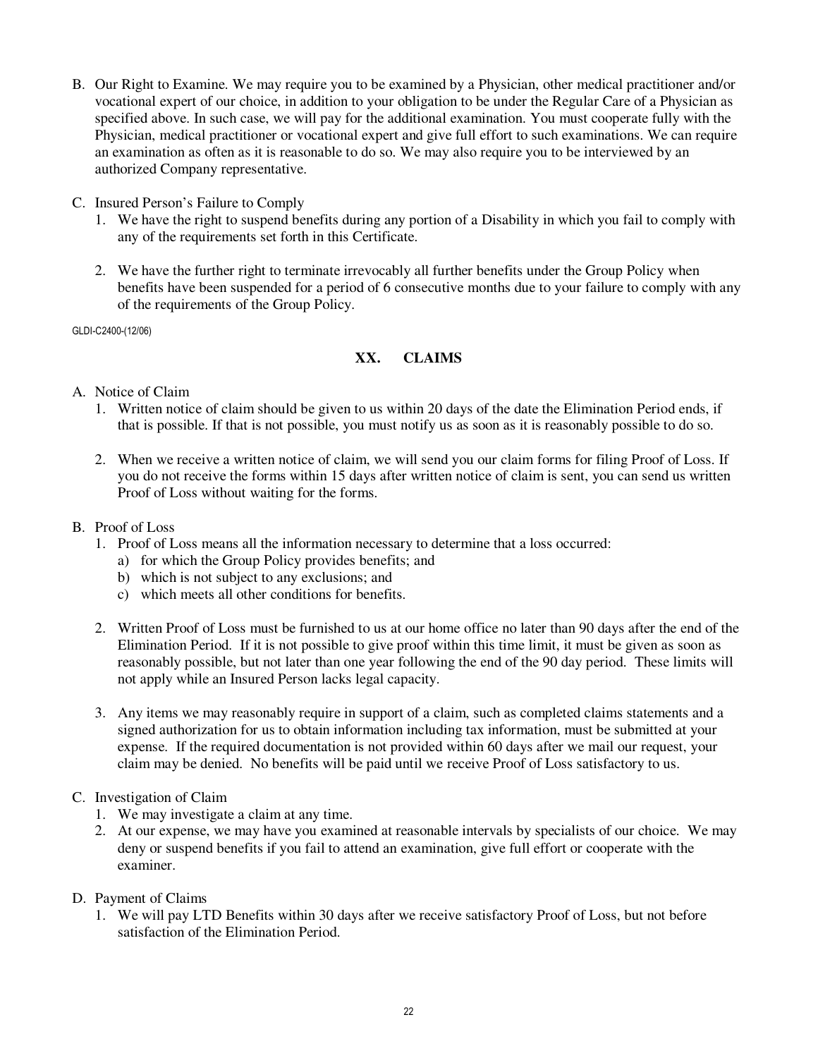B. Our Right to Examine. We may require you to be examined by a Physician, other medical practitioner and/or vocational expert of our choice, in addition to your obligation to be under the Regular Care of a Physician as specified above. In such case, we will pay for the additional examination. You must cooperate fully with the Physician, medical practitioner or vocational expert and give full effort to such examinations. We can require an examination as often as it is reasonable to do so. We may also require you to be interviewed by an authorized Company representative.

C. Insured Person's Failure to Comply
   1. We have the right to suspend benefits during any portion of a Disability in which you fail to comply with any of the requirements set forth in this Certificate.

   2. We have the further right to terminate irrevocably all further benefits under the Group Policy when benefits have been suspended for a period of 6 consecutive months due to your failure to comply with any of the requirements of the Group Policy.

GLDI-C2400-(12/06)

## XX. CLAIMS

A. Notice of Claim
   1. Written notice of claim should be given to us within 20 days of the date the Elimination Period ends, if that is possible. If that is not possible, you must notify us as soon as it is reasonably possible to do so.

   2. When we receive a written notice of claim, we will send you our claim forms for filing Proof of Loss. If you do not receive the forms within 15 days after written notice of claim is sent, you can send us written Proof of Loss without waiting for the forms.

B. Proof of Loss
   1. Proof of Loss means all the information necessary to determine that a loss occurred:
      a) for which the Group Policy provides benefits; and
      b) which is not subject to any exclusions; and
      c) which meets all other conditions for benefits.

   2. Written Proof of Loss must be furnished to us at our home office no later than 90 days after the end of the Elimination Period. If it is not possible to give proof within this time limit, it must be given as soon as reasonably possible, but not later than one year following the end of the 90 day period. These limits will not apply while an Insured Person lacks legal capacity.

   3. Any items we may reasonably require in support of a claim, such as completed claims statements and a signed authorization for us to obtain information including tax information, must be submitted at your expense. If the required documentation is not provided within 60 days after we mail our request, your claim may be denied. No benefits will be paid until we receive Proof of Loss satisfactory to us.

C. Investigation of Claim
   1. We may investigate a claim at any time.
   2. At our expense, we may have you examined at reasonable intervals by specialists of our choice. We may deny or suspend benefits if you fail to attend an examination, give full effort or cooperate with the examiner.

D. Payment of Claims
   1. We will pay LTD Benefits within 30 days after we receive satisfactory Proof of Loss, but not before satisfaction of the Elimination Period.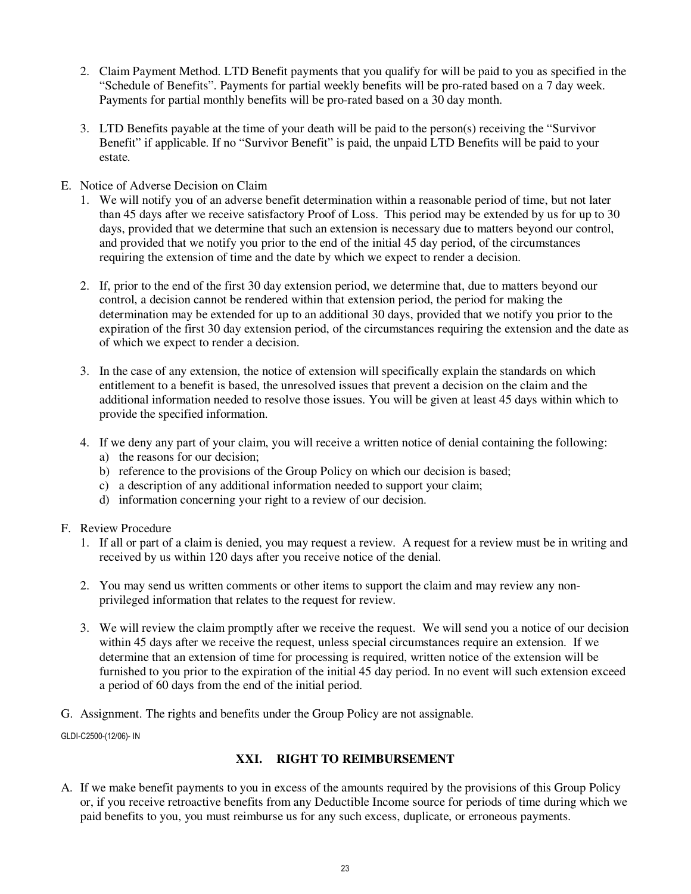2. Claim Payment Method. LTD Benefit payments that you qualify for will be paid to you as specified in the "Schedule of Benefits". Payments for partial weekly benefits will be pro-rated based on a 7 day week. Payments for partial monthly benefits will be pro-rated based on a 30 day month.

3. LTD Benefits payable at the time of your death will be paid to the person(s) receiving the "Survivor Benefit" if applicable. If no "Survivor Benefit" is paid, the unpaid LTD Benefits will be paid to your estate.

E. Notice of Adverse Decision on Claim

1. We will notify you of an adverse benefit determination within a reasonable period of time, but not later than 45 days after we receive satisfactory Proof of Loss. This period may be extended by us for up to 30 days, provided that we determine that such an extension is necessary due to matters beyond our control, and provided that we notify you prior to the end of the initial 45 day period, of the circumstances requiring the extension of time and the date by which we expect to render a decision.

2. If, prior to the end of the first 30 day extension period, we determine that, due to matters beyond our control, a decision cannot be rendered within that extension period, the period for making the determination may be extended for up to an additional 30 days, provided that we notify you prior to the expiration of the first 30 day extension period, of the circumstances requiring the extension and the date as of which we expect to render a decision.

3. In the case of any extension, the notice of extension will specifically explain the standards on which entitlement to a benefit is based, the unresolved issues that prevent a decision on the claim and the additional information needed to resolve those issues. You will be given at least 45 days within which to provide the specified information.

4. If we deny any part of your claim, you will receive a written notice of denial containing the following:
   a) the reasons for our decision;
   b) reference to the provisions of the Group Policy on which our decision is based;
   c) a description of any additional information needed to support your claim;
   d) information concerning your right to a review of our decision.

F. Review Procedure

1. If all or part of a claim is denied, you may request a review. A request for a review must be in writing and received by us within 120 days after you receive notice of the denial.

2. You may send us written comments or other items to support the claim and may review any non-privileged information that relates to the request for review.

3. We will review the claim promptly after we receive the request. We will send you a notice of our decision within 45 days after we receive the request, unless special circumstances require an extension. If we determine that an extension of time for processing is required, written notice of the extension will be furnished to you prior to the expiration of the initial 45 day period. In no event will such extension exceed a period of 60 days from the end of the initial period.

G. Assignment. The rights and benefits under the Group Policy are not assignable.

GLDI-C2500-(12/06)- IN

## XXI. RIGHT TO REIMBURSEMENT

A. If we make benefit payments to you in excess of the amounts required by the provisions of this Group Policy or, if you receive retroactive benefits from any Deductible Income source for periods of time during which we paid benefits to you, you must reimburse us for any such excess, duplicate, or erroneous payments.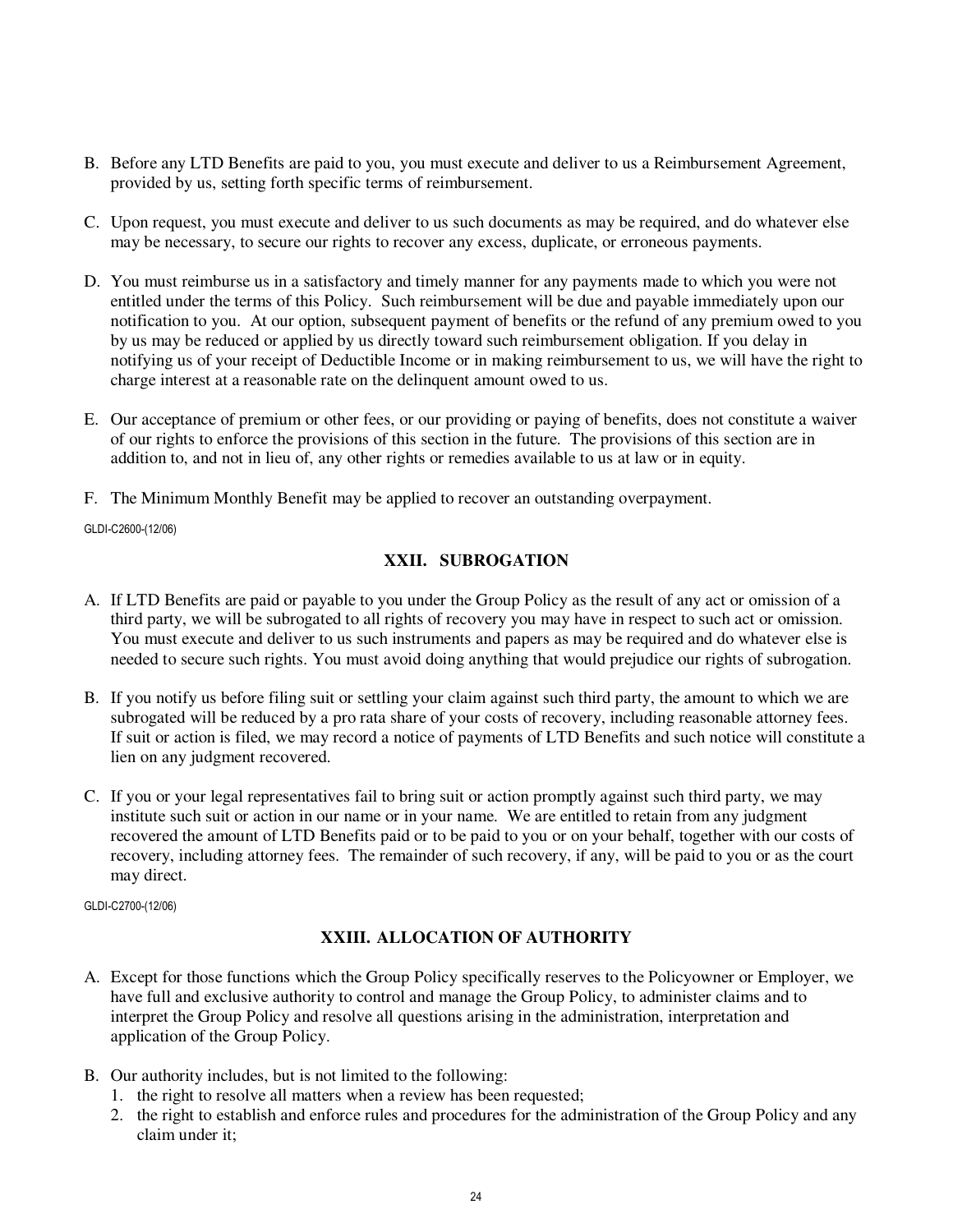B. Before any LTD Benefits are paid to you, you must execute and deliver to us a Reimbursement Agreement, provided by us, setting forth specific terms of reimbursement.

C. Upon request, you must execute and deliver to us such documents as may be required, and do whatever else may be necessary, to secure our rights to recover any excess, duplicate, or erroneous payments.

D. You must reimburse us in a satisfactory and timely manner for any payments made to which you were not entitled under the terms of this Policy. Such reimbursement will be due and payable immediately upon our notification to you. At our option, subsequent payment of benefits or the refund of any premium owed to you by us may be reduced or applied by us directly toward such reimbursement obligation. If you delay in notifying us of your receipt of Deductible Income or in making reimbursement to us, we will have the right to charge interest at a reasonable rate on the delinquent amount owed to us.

E. Our acceptance of premium or other fees, or our providing or paying of benefits, does not constitute a waiver of our rights to enforce the provisions of this section in the future. The provisions of this section are in addition to, and not in lieu of, any other rights or remedies available to us at law or in equity.

F. The Minimum Monthly Benefit may be applied to recover an outstanding overpayment.

GLDI-C2600-(12/06)

## XXII. SUBROGATION

A. If LTD Benefits are paid or payable to you under the Group Policy as the result of any act or omission of a third party, we will be subrogated to all rights of recovery you may have in respect to such act or omission. You must execute and deliver to us such instruments and papers as may be required and do whatever else is needed to secure such rights. You must avoid doing anything that would prejudice our rights of subrogation.

B. If you notify us before filing suit or settling your claim against such third party, the amount to which we are subrogated will be reduced by a pro rata share of your costs of recovery, including reasonable attorney fees. If suit or action is filed, we may record a notice of payments of LTD Benefits and such notice will constitute a lien on any judgment recovered.

C. If you or your legal representatives fail to bring suit or action promptly against such third party, we may institute such suit or action in our name or in your name. We are entitled to retain from any judgment recovered the amount of LTD Benefits paid or to be paid to you or on your behalf, together with our costs of recovery, including attorney fees. The remainder of such recovery, if any, will be paid to you or as the court may direct.

GLDI-C2700-(12/06)

## XXIII. ALLOCATION OF AUTHORITY

A. Except for those functions which the Group Policy specifically reserves to the Policyowner or Employer, we have full and exclusive authority to control and manage the Group Policy, to administer claims and to interpret the Group Policy and resolve all questions arising in the administration, interpretation and application of the Group Policy.

B. Our authority includes, but is not limited to the following:
   1. the right to resolve all matters when a review has been requested;
   2. the right to establish and enforce rules and procedures for the administration of the Group Policy and any claim under it;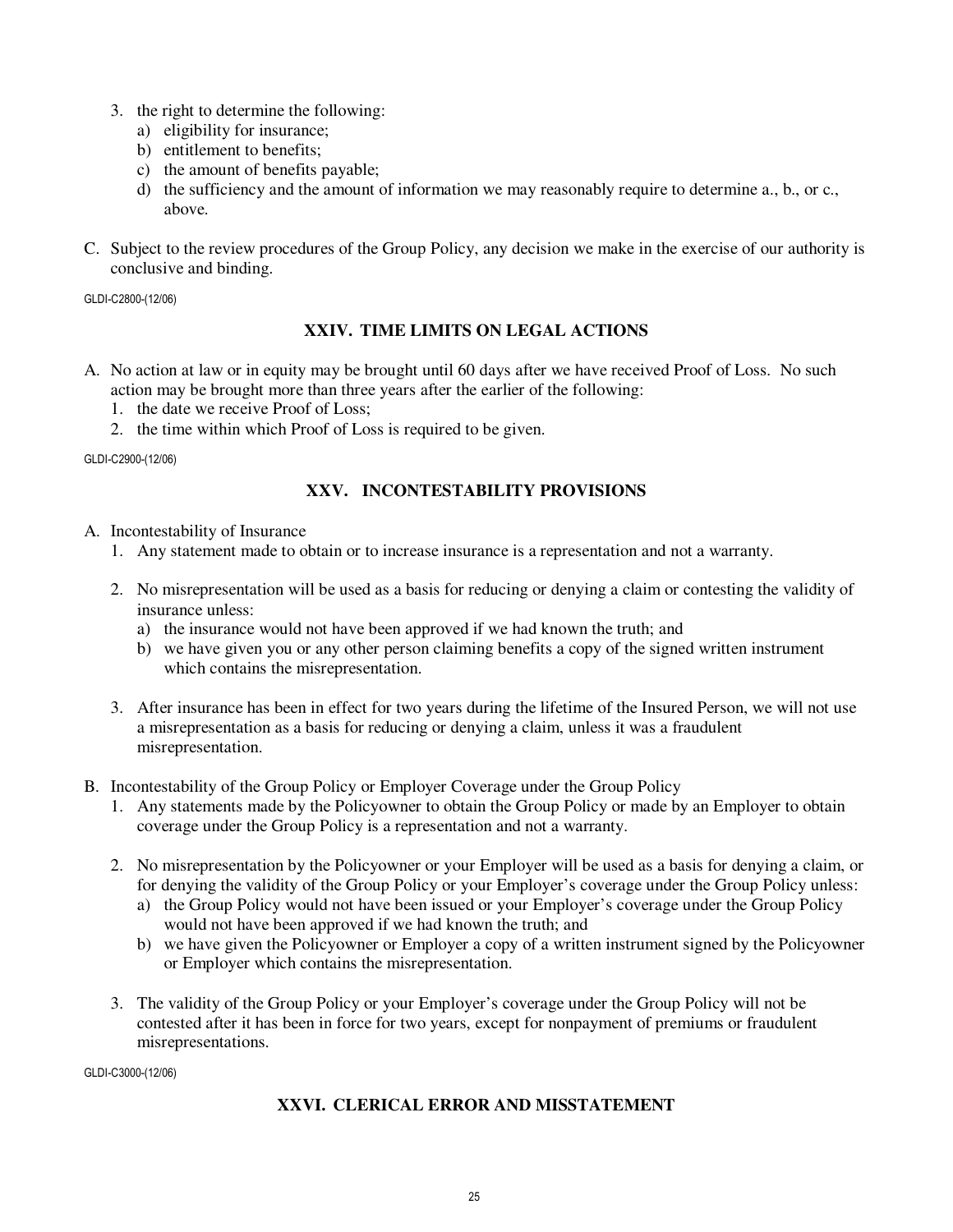3. the right to determine the following:
   a) eligibility for insurance;
   b) entitlement to benefits;
   c) the amount of benefits payable;
   d) the sufficiency and the amount of information we may reasonably require to determine a., b., or c., above.

C. Subject to the review procedures of the Group Policy, any decision we make in the exercise of our authority is conclusive and binding.

GLDI-C2800-(12/06)

## XXIV. TIME LIMITS ON LEGAL ACTIONS

A. No action at law or in equity may be brought until 60 days after we have received Proof of Loss. No such action may be brought more than three years after the earlier of the following:
   1. the date we receive Proof of Loss;
   2. the time within which Proof of Loss is required to be given.

GLDI-C2900-(12/06)

## XXV. INCONTESTABILITY PROVISIONS

A. Incontestability of Insurance
   1. Any statement made to obtain or to increase insurance is a representation and not a warranty.

   2. No misrepresentation will be used as a basis for reducing or denying a claim or contesting the validity of insurance unless:
      a) the insurance would not have been approved if we had known the truth; and
      b) we have given you or any other person claiming benefits a copy of the signed written instrument which contains the misrepresentation.

   3. After insurance has been in effect for two years during the lifetime of the Insured Person, we will not use a misrepresentation as a basis for reducing or denying a claim, unless it was a fraudulent misrepresentation.

B. Incontestability of the Group Policy or Employer Coverage under the Group Policy
   1. Any statements made by the Policyowner to obtain the Group Policy or made by an Employer to obtain coverage under the Group Policy is a representation and not a warranty.

   2. No misrepresentation by the Policyowner or your Employer will be used as a basis for denying a claim, or for denying the validity of the Group Policy or your Employer's coverage under the Group Policy unless:
      a) the Group Policy would not have been issued or your Employer's coverage under the Group Policy would not have been approved if we had known the truth; and
      b) we have given the Policyowner or Employer a copy of a written instrument signed by the Policyowner or Employer which contains the misrepresentation.

   3. The validity of the Group Policy or your Employer's coverage under the Group Policy will not be contested after it has been in force for two years, except for nonpayment of premiums or fraudulent misrepresentations.

GLDI-C3000-(12/06)

## XXVI. CLERICAL ERROR AND MISSTATEMENT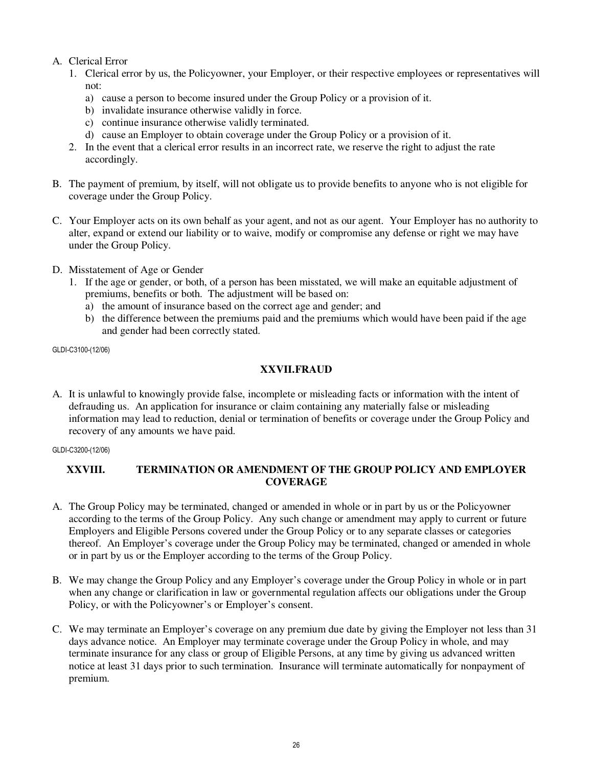A. Clerical Error
   1. Clerical error by us, the Policyowner, your Employer, or their respective employees or representatives will not:
      a) cause a person to become insured under the Group Policy or a provision of it.
      b) invalidate insurance otherwise validly in force.
      c) continue insurance otherwise validly terminated.
      d) cause an Employer to obtain coverage under the Group Policy or a provision of it.
   2. In the event that a clerical error results in an incorrect rate, we reserve the right to adjust the rate accordingly.

B. The payment of premium, by itself, will not obligate us to provide benefits to anyone who is not eligible for coverage under the Group Policy.

C. Your Employer acts on its own behalf as your agent, and not as our agent. Your Employer has no authority to alter, expand or extend our liability or to waive, modify or compromise any defense or right we may have under the Group Policy.

D. Misstatement of Age or Gender
   1. If the age or gender, or both, of a person has been misstated, we will make an equitable adjustment of premiums, benefits or both. The adjustment will be based on:
      a) the amount of insurance based on the correct age and gender; and
      b) the difference between the premiums paid and the premiums which would have been paid if the age and gender had been correctly stated.

GLDI-C3100-(12/06)

## XXVII.FRAUD

A. It is unlawful to knowingly provide false, incomplete or misleading facts or information with the intent of defrauding us. An application for insurance or claim containing any materially false or misleading information may lead to reduction, denial or termination of benefits or coverage under the Group Policy and recovery of any amounts we have paid.

GLDI-C3200-(12/06)

## XXVIII. TERMINATION OR AMENDMENT OF THE GROUP POLICY AND EMPLOYER COVERAGE

A. The Group Policy may be terminated, changed or amended in whole or in part by us or the Policyowner according to the terms of the Group Policy. Any such change or amendment may apply to current or future Employers and Eligible Persons covered under the Group Policy or to any separate classes or categories thereof. An Employer's coverage under the Group Policy may be terminated, changed or amended in whole or in part by us or the Employer according to the terms of the Group Policy.

B. We may change the Group Policy and any Employer's coverage under the Group Policy in whole or in part when any change or clarification in law or governmental regulation affects our obligations under the Group Policy, or with the Policyowner's or Employer's consent.

C. We may terminate an Employer's coverage on any premium due date by giving the Employer not less than 31 days advance notice. An Employer may terminate coverage under the Group Policy in whole, and may terminate insurance for any class or group of Eligible Persons, at any time by giving us advanced written notice at least 31 days prior to such termination. Insurance will terminate automatically for nonpayment of premium.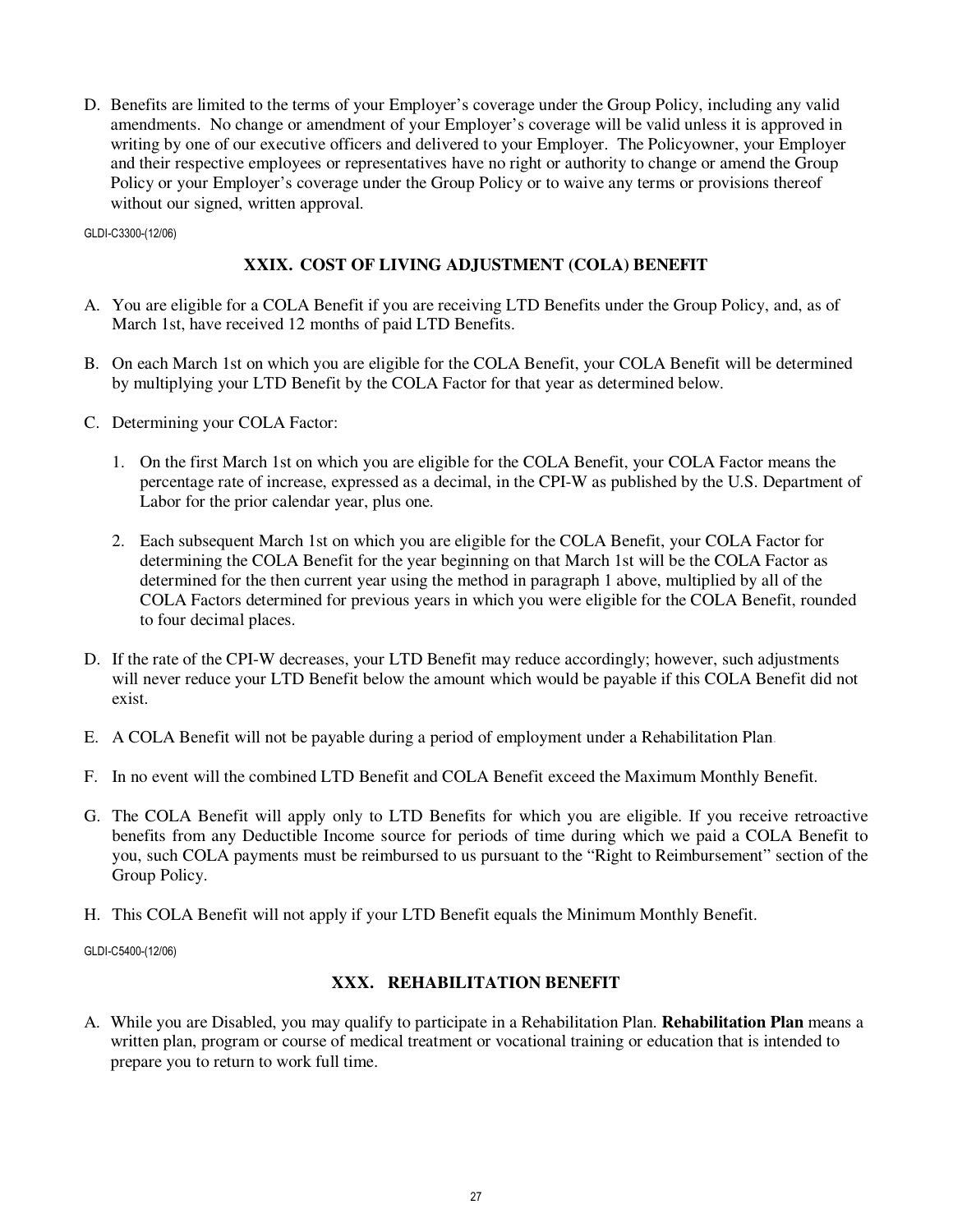D. Benefits are limited to the terms of your Employer's coverage under the Group Policy, including any valid amendments. No change or amendment of your Employer's coverage will be valid unless it is approved in writing by one of our executive officers and delivered to your Employer. The Policyowner, your Employer and their respective employees or representatives have no right or authority to change or amend the Group Policy or your Employer's coverage under the Group Policy or to waive any terms or provisions thereof without our signed, written approval.

GLDI-C3300-(12/06)

## XXIX. COST OF LIVING ADJUSTMENT (COLA) BENEFIT

A. You are eligible for a COLA Benefit if you are receiving LTD Benefits under the Group Policy, and, as of March 1st, have received 12 months of paid LTD Benefits.

B. On each March 1st on which you are eligible for the COLA Benefit, your COLA Benefit will be determined by multiplying your LTD Benefit by the COLA Factor for that year as determined below.

C. Determining your COLA Factor:

   1. On the first March 1st on which you are eligible for the COLA Benefit, your COLA Factor means the percentage rate of increase, expressed as a decimal, in the CPI-W as published by the U.S. Department of Labor for the prior calendar year, plus one.

   2. Each subsequent March 1st on which you are eligible for the COLA Benefit, your COLA Factor for determining the COLA Benefit for the year beginning on that March 1st will be the COLA Factor as determined for the then current year using the method in paragraph 1 above, multiplied by all of the COLA Factors determined for previous years in which you were eligible for the COLA Benefit, rounded to four decimal places.

D. If the rate of the CPI-W decreases, your LTD Benefit may reduce accordingly; however, such adjustments will never reduce your LTD Benefit below the amount which would be payable if this COLA Benefit did not exist.

E. A COLA Benefit will not be payable during a period of employment under a Rehabilitation Plan.

F. In no event will the combined LTD Benefit and COLA Benefit exceed the Maximum Monthly Benefit.

G. The COLA Benefit will apply only to LTD Benefits for which you are eligible. If you receive retroactive benefits from any Deductible Income source for periods of time during which we paid a COLA Benefit to you, such COLA payments must be reimbursed to us pursuant to the "Right to Reimbursement" section of the Group Policy.

H. This COLA Benefit will not apply if your LTD Benefit equals the Minimum Monthly Benefit.

GLDI-C5400-(12/06)

## XXX. REHABILITATION BENEFIT

A. While you are Disabled, you may qualify to participate in a Rehabilitation Plan. **Rehabilitation Plan** means a written plan, program or course of medical treatment or vocational training or education that is intended to prepare you to return to work full time.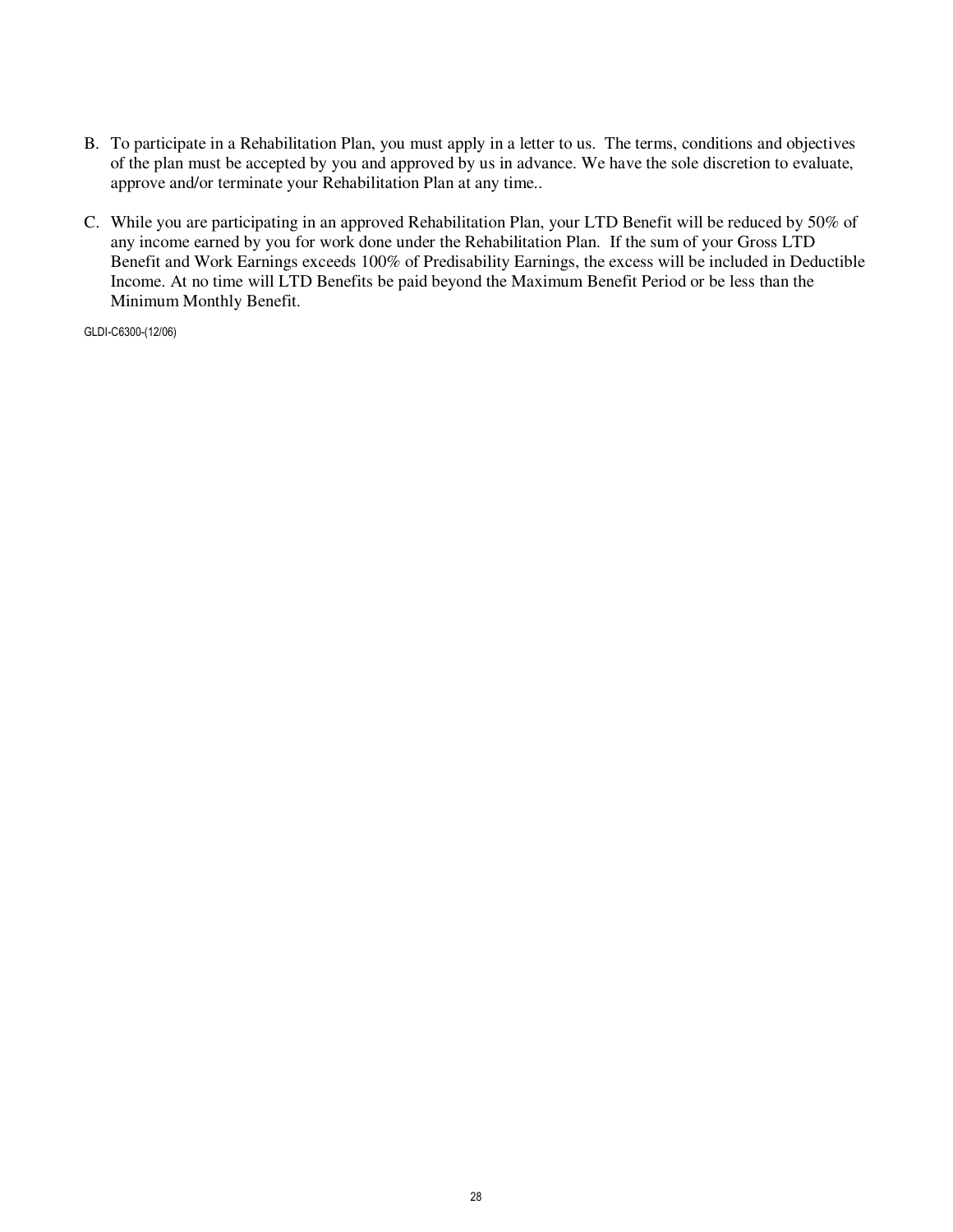B. To participate in a Rehabilitation Plan, you must apply in a letter to us. The terms, conditions and objectives of the plan must be accepted by you and approved by us in advance. We have the sole discretion to evaluate, approve and/or terminate your Rehabilitation Plan at any time..

C. While you are participating in an approved Rehabilitation Plan, your LTD Benefit will be reduced by 50% of any income earned by you for work done under the Rehabilitation Plan. If the sum of your Gross LTD Benefit and Work Earnings exceeds 100% of Predisability Earnings, the excess will be included in Deductible Income. At no time will LTD Benefits be paid beyond the Maximum Benefit Period or be less than the Minimum Monthly Benefit.

GLDI-C6300-(12/06)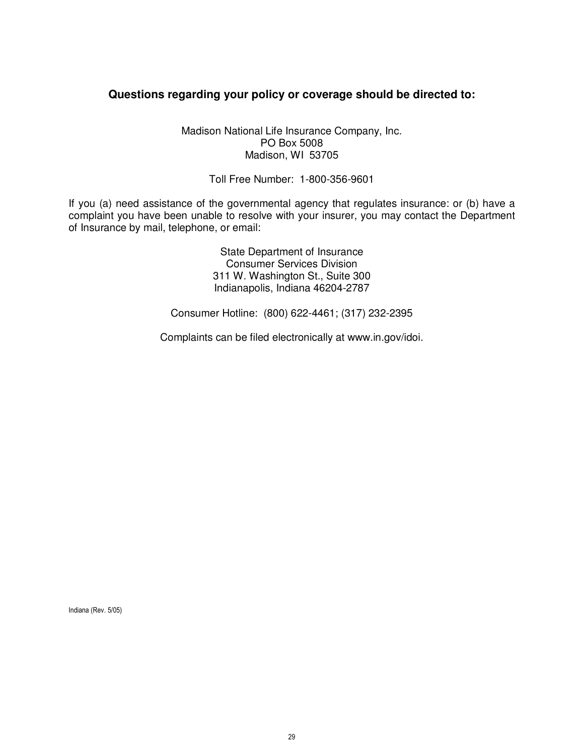**Questions regarding your policy or coverage should be directed to:**

Madison National Life Insurance Company, Inc.
PO Box 5008
Madison, WI 53705

Toll Free Number: 1-800-356-9601

If you (a) need assistance of the governmental agency that regulates insurance: or (b) have a complaint you have been unable to resolve with your insurer, you may contact the Department of Insurance by mail, telephone, or email:

State Department of Insurance
Consumer Services Division
311 W. Washington St., Suite 300
Indianapolis, Indiana 46204-2787

Consumer Hotline: (800) 622-4461; (317) 232-2395

Complaints can be filed electronically at www.in.gov/idoi.

Indiana (Rev. 5/05)